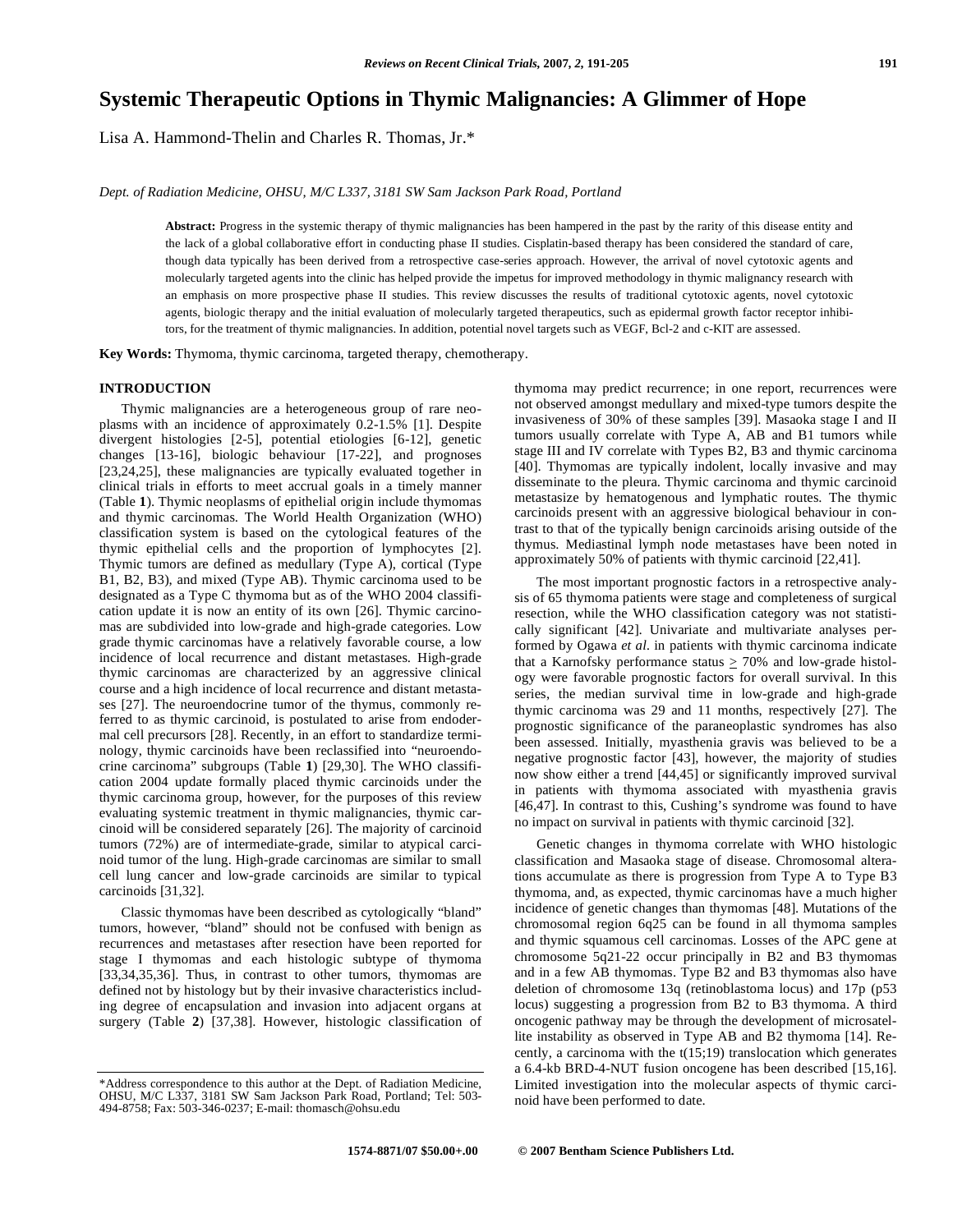# Systemic Therapeutic Options in Thymic Malignancies: A Glimmer of Hope

Lisa A. Hammond-Thelin and Charles R. Thomas, Jr.*

*Dept. of Radiation Medicine, OHSU, M/C L337, 3181 SW Sam Jackson Park Road, Portland*

**Abstract:** Progress in the systemic therapy of thymic malignancies has been hampered in the past by the rarity of this disease entity and the lack of a global collaborative effort in conducting phase II studies. Cisplatin-based therapy has been considered the standard of care, though data typically has been derived from a retrospective case-series approach. However, the arrival of novel cytotoxic agents and molecularly targeted agents into the clinic has helped provide the impetus for improved methodology in thymic malignancy research with an emphasis on more prospective phase II studies. This review discusses the results of traditional cytotoxic agents, novel cytotoxic agents, biologic therapy and the initial evaluation of molecularly targeted therapeutics, such as epidermal growth factor receptor inhibitors, for the treatment of thymic malignancies. In addition, potential novel targets such as VEGF, Bcl-2 and c-KIT are assessed.

**Key Words:** Thymoma, thymic carcinoma, targeted therapy, chemotherapy.

## INTRODUCTION

Thymic malignancies are a heterogeneous group of rare neoplasms with an incidence of approximately 0.2-1.5% [1]. Despite divergent histologies [2-5], potential etiologies [6-12], genetic changes [13-16], biologic behaviour [17-22], and prognoses [23,24,25], these malignancies are typically evaluated together in clinical trials in efforts to meet accrual goals in a timely manner (Table **1**). Thymic neoplasms of epithelial origin include thymomas and thymic carcinomas. The World Health Organization (WHO) classification system is based on the cytological features of the thymic epithelial cells and the proportion of lymphocytes [2]. Thymic tumors are defined as medullary (Type A), cortical (Type B1, B2, B3), and mixed (Type AB). Thymic carcinoma used to be designated as a Type C thymoma but as of the WHO 2004 classification update it is now an entity of its own [26]. Thymic carcinomas are subdivided into low-grade and high-grade categories. Low grade thymic carcinomas have a relatively favorable course, a low incidence of local recurrence and distant metastases. High-grade thymic carcinomas are characterized by an aggressive clinical course and a high incidence of local recurrence and distant metastases [27]. The neuroendocrine tumor of the thymus, commonly referred to as thymic carcinoid, is postulated to arise from endodermal cell precursors [28]. Recently, in an effort to standardize terminology, thymic carcinoids have been reclassified into "neuroendocrine carcinoma" subgroups (Table **1**) [29,30]. The WHO classification 2004 update formally placed thymic carcinoids under the thymic carcinoma group, however, for the purposes of this review evaluating systemic treatment in thymic malignancies, thymic carcinoid will be considered separately [26]. The majority of carcinoid tumors (72%) are of intermediate-grade, similar to atypical carcinoid tumor of the lung. High-grade carcinomas are similar to small cell lung cancer and low-grade carcinoids are similar to typical carcinoids [31,32].

Classic thymomas have been described as cytologically "bland" tumors, however, "bland" should not be confused with benign as recurrences and metastases after resection have been reported for stage I thymomas and each histologic subtype of thymoma [33,34,35,36]. Thus, in contrast to other tumors, thymomas are defined not by histology but by their invasive characteristics including degree of encapsulation and invasion into adjacent organs at surgery (Table **2**) [37,38]. However, histologic classification of thymoma may predict recurrence; in one report, recurrences were not observed amongst medullary and mixed-type tumors despite the invasiveness of 30% of these samples [39]. Masaoka stage I and II tumors usually correlate with Type A, AB and B1 tumors while stage III and IV correlate with Types B2, B3 and thymic carcinoma [40]. Thymomas are typically indolent, locally invasive and may disseminate to the pleura. Thymic carcinoma and thymic carcinoid metastasize by hematogenous and lymphatic routes. The thymic carcinoids present with an aggressive biological behaviour in contrast to that of the typically benign carcinoids arising outside of the thymus. Mediastinal lymph node metastases have been noted in approximately 50% of patients with thymic carcinoid [22,41].

The most important prognostic factors in a retrospective analysis of 65 thymoma patients were stage and completeness of surgical resection, while the WHO classification category was not statistically significant [42]. Univariate and multivariate analyses performed by Ogawa *et al.* in patients with thymic carcinoma indicate that a Karnofsky performance status $\geq$ 70% and low-grade histology were favorable prognostic factors for overall survival. In this series, the median survival time in low-grade and high-grade thymic carcinoma was 29 and 11 months, respectively [27]. The prognostic significance of the paraneoplastic syndromes has also been assessed. Initially, myasthenia gravis was believed to be a negative prognostic factor [43], however, the majority of studies now show either a trend [44,45] or significantly improved survival in patients with thymoma associated with myasthenia gravis [46,47]. In contrast to this, Cushing's syndrome was found to have no impact on survival in patients with thymic carcinoid [32].

Genetic changes in thymoma correlate with WHO histologic classification and Masaoka stage of disease. Chromosomal alterations accumulate as there is progression from Type A to Type B3 thymoma, and, as expected, thymic carcinomas have a much higher incidence of genetic changes than thymomas [48]. Mutations of the chromosomal region 6q25 can be found in all thymoma samples and thymic squamous cell carcinomas. Losses of the APC gene at chromosome 5q21-22 occur principally in B2 and B3 thymomas and in a few AB thymomas. Type B2 and B3 thymomas also have deletion of chromosome 13q (retinoblastoma locus) and 17p (p53 locus) suggesting a progression from B2 to B3 thymoma. A third oncogenic pathway may be through the development of microsatellite instability as observed in Type AB and B2 thymoma [14]. Recently, a carcinoma with the t(15;19) translocation which generates a 6.4-kb BRD-4-NUT fusion oncogene has been described [15,16]. Limited investigation into the molecular aspects of thymic carcinoid have been performed to date.

*Address correspondence to this author at the Dept. of Radiation Medicine, OHSU, M/C L337, 3181 SW Sam Jackson Park Road, Portland; Tel: 503-494-8758; Fax: 503-346-0237; E-mail: thomasch@ohsu.edu

1574-8871/07 $50.00+.00 © 2007 Bentham Science Publishers Ltd.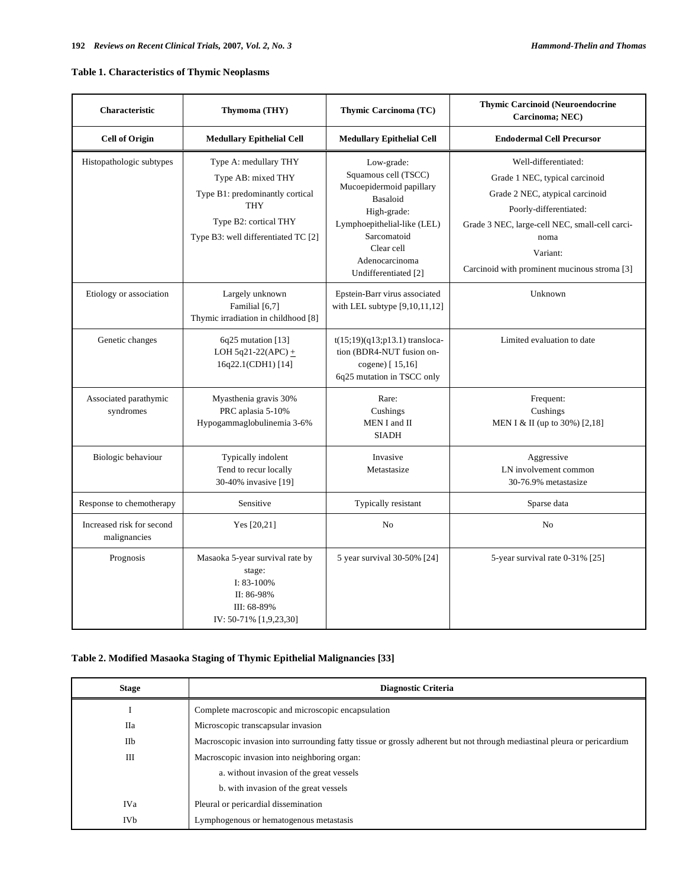**Table 1. Characteristics of Thymic Neoplasms**

| Characteristic | Thymoma (THY) | Thymic Carcinoma (TC) | Thymic Carcinoid (Neuroendocrine Carcinoma; NEC) |
|---|---|---|---|
| **Cell of Origin** | **Medullary Epithelial Cell** | **Medullary Epithelial Cell** | **Endodermal Cell Precursor** |
| Histopathologic subtypes | Type A: medullary THY<br>Type AB: mixed THY<br>Type B1: predominantly cortical THY<br>Type B2: cortical THY<br>Type B3: well differentiated TC [2] | Low-grade:<br>Squamous cell (TSCC)<br>Mucoepidermoid papillary<br>Basaloid<br>High-grade:<br>Lymphoepithelial-like (LEL)<br>Sarcomatoid<br>Clear cell<br>Adenocarcinoma<br>Undifferentiated [2] | Well-differentiated:<br>Grade 1 NEC, typical carcinoid<br>Grade 2 NEC, atypical carcinoid<br>Poorly-differentiated:<br>Grade 3 NEC, large-cell NEC, small-cell carcinoma<br>Variant:<br>Carcinoid with prominent mucinous stroma [3] |
| Etiology or association | Largely unknown<br>Familial [6,7]<br>Thymic irradiation in childhood [8] | Epstein-Barr virus associated with LEL subtype [9,10,11,12] | Unknown |
| Genetic changes | 6q25 mutation [13]<br>LOH 5q21-22(APC) ± 16q22.1(CDH1) [14] | t(15;19)(q13;p13.1) translocation (BDR4-NUT fusion oncogene) [ 15,16]<br>6q25 mutation in TSCC only | Limited evaluation to date |
| Associated parathymic syndromes | Myasthenia gravis 30%<br>PRC aplasia 5-10%<br>Hypogammaglobulinemia 3-6% | Rare:<br>Cushings<br>MEN I and II<br>SIADH | Frequent:<br>Cushings<br>MEN I & II (up to 30%) [2,18] |
| Biologic behaviour | Typically indolent<br>Tend to recur locally<br>30-40% invasive [19] | Invasive<br>Metastasize | Aggressive<br>LN involvement common<br>30-76.9% metastasize |
| Response to chemotherapy | Sensitive | Typically resistant | Sparse data |
| Increased risk for second malignancies | Yes [20,21] | No | No |
| Prognosis | Masaoka 5-year survival rate by stage:<br>I: 83-100%<br>II: 86-98%<br>III: 68-89%<br>IV: 50-71% [1,9,23,30] | 5 year survival 30-50% [24] | 5-year survival rate 0-31% [25] |

**Table 2. Modified Masaoka Staging of Thymic Epithelial Malignancies [33]**

| Stage | Diagnostic Criteria |
|---|---|
| I | Complete macroscopic and microscopic encapsulation |
| IIa | Microscopic transcapsular invasion |
| IIb | Macroscopic invasion into surrounding fatty tissue or grossly adherent but not through mediastinal pleura or pericardium |
| III | Macroscopic invasion into neighboring organ: |
| | a. without invasion of the great vessels |
| | b. with invasion of the great vessels |
| IVa | Pleural or pericardial dissemination |
| IVb | Lymphogenous or hematogenous metastasis |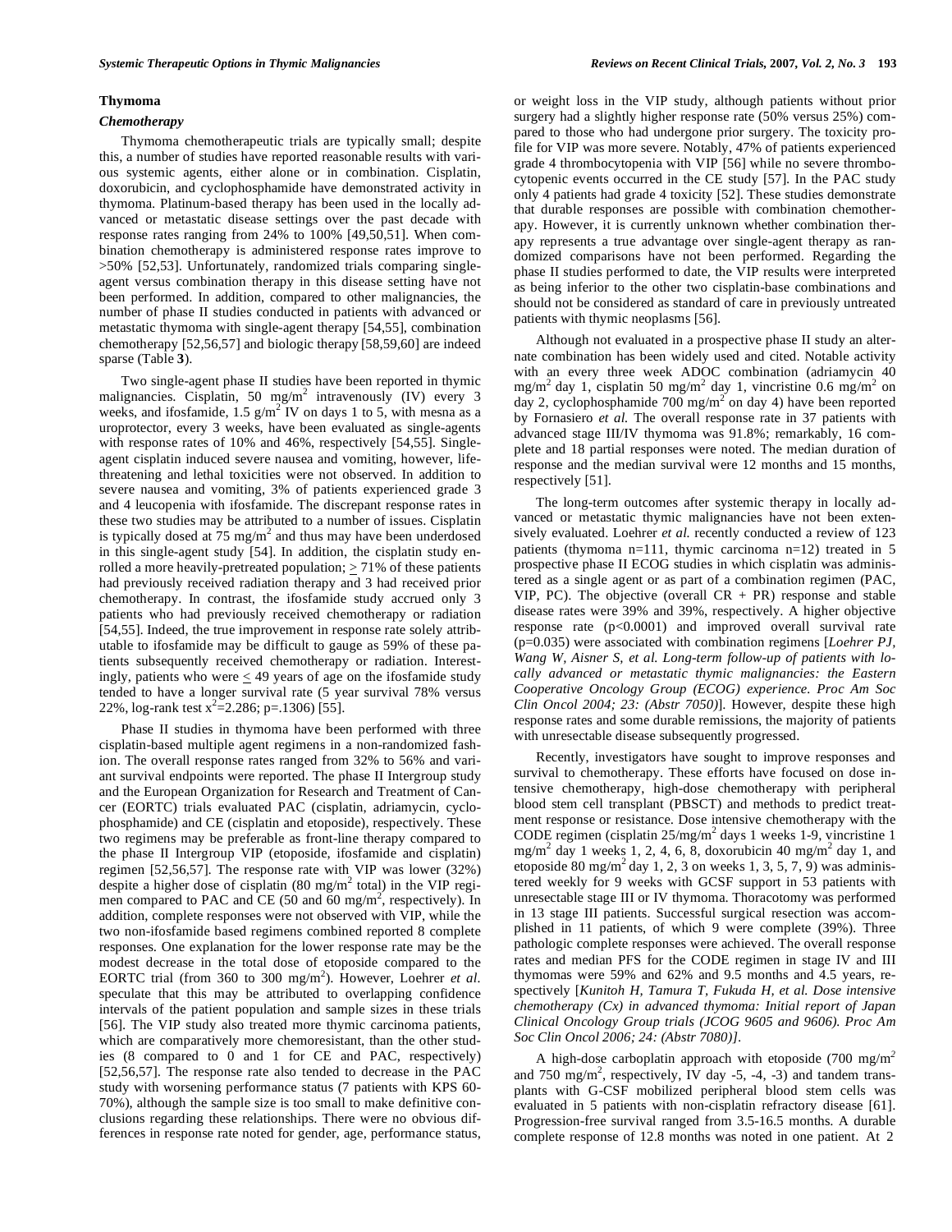## Thymoma

### *Chemotherapy*

Thymoma chemotherapeutic trials are typically small; despite this, a number of studies have reported reasonable results with various systemic agents, either alone or in combination. Cisplatin, doxorubicin, and cyclophosphamide have demonstrated activity in thymoma. Platinum-based therapy has been used in the locally advanced or metastatic disease settings over the past decade with response rates ranging from 24% to 100% [49,50,51]. When combination chemotherapy is administered response rates improve to >50% [52,53]. Unfortunately, randomized trials comparing single-agent versus combination therapy in this disease setting have not been performed. In addition, compared to other malignancies, the number of phase II studies conducted in patients with advanced or metastatic thymoma with single-agent therapy [54,55], combination chemotherapy [52,56,57] and biologic therapy [58,59,60] are indeed sparse (Table **3**).

Two single-agent phase II studies have been reported in thymic malignancies. Cisplatin, 50 mg/m$^2$ intravenously (IV) every 3 weeks, and ifosfamide, 1.5 g/m$^2$ IV on days 1 to 5, with mesna as a uroprotector, every 3 weeks, have been evaluated as single-agents with response rates of 10% and 46%, respectively [54,55]. Single-agent cisplatin induced severe nausea and vomiting, however, life-threatening and lethal toxicities were not observed. In addition to severe nausea and vomiting, 3% of patients experienced grade 3 and 4 leucopenia with ifosfamide. The discrepant response rates in these two studies may be attributed to a number of issues. Cisplatin is typically dosed at 75 mg/m$^2$ and thus may have been underdosed in this single-agent study [54]. In addition, the cisplatin study enrolled a more heavily-pretreated population; $\geq$ 71% of these patients had previously received radiation therapy and 3 had received prior chemotherapy. In contrast, the ifosfamide study accrued only 3 patients who had previously received chemotherapy or radiation [54,55]. Indeed, the true improvement in response rate solely attributable to ifosfamide may be difficult to gauge as 59% of these patients subsequently received chemotherapy or radiation. Interestingly, patients who were $\leq$ 49 years of age on the ifosfamide study tended to have a longer survival rate (5 year survival 78% versus 22%, log-rank test $x^2$=2.286; p=.1306) [55].

Phase II studies in thymoma have been performed with three cisplatin-based multiple agent regimens in a non-randomized fashion. The overall response rates ranged from 32% to 56% and variant survival endpoints were reported. The phase II Intergroup study and the European Organization for Research and Treatment of Cancer (EORTC) trials evaluated PAC (cisplatin, adriamycin, cyclophosphamide) and CE (cisplatin and etoposide), respectively. These two regimens may be preferable as front-line therapy compared to the phase II Intergroup VIP (etoposide, ifosfamide and cisplatin) regimen [52,56,57]. The response rate with VIP was lower (32%) despite a higher dose of cisplatin (80 mg/m$^2$ total) in the VIP regimen compared to PAC and CE (50 and 60 mg/m$^2$, respectively). In addition, complete responses were not observed with VIP, while the two non-ifosfamide based regimens combined reported 8 complete responses. One explanation for the lower response rate may be the modest decrease in the total dose of etoposide compared to the EORTC trial (from 360 to 300 mg/m$^2$). However, Loehrer *et al.* speculate that this may be attributed to overlapping confidence intervals of the patient population and sample sizes in these trials [56]. The VIP study also treated more thymic carcinoma patients, which are comparatively more chemoresistant, than the other studies (8 compared to 0 and 1 for CE and PAC, respectively) [52,56,57]. The response rate also tended to decrease in the PAC study with worsening performance status (7 patients with KPS 60-70%), although the sample size is too small to make definitive conclusions regarding these relationships. There were no obvious differences in response rate noted for gender, age, performance status, or weight loss in the VIP study, although patients without prior surgery had a slightly higher response rate (50% versus 25%) compared to those who had undergone prior surgery. The toxicity profile for VIP was more severe. Notably, 47% of patients experienced grade 4 thrombocytopenia with VIP [56] while no severe thrombocytopenic events occurred in the CE study [57]. In the PAC study only 4 patients had grade 4 toxicity [52]. These studies demonstrate that durable responses are possible with combination chemotherapy. However, it is currently unknown whether combination therapy represents a true advantage over single-agent therapy as randomized comparisons have not been performed. Regarding the phase II studies performed to date, the VIP results were interpreted as being inferior to the other two cisplatin-base combinations and should not be considered as standard of care in previously untreated patients with thymic neoplasms [56].

Although not evaluated in a prospective phase II study an alternate combination has been widely used and cited. Notable activity with an every three week ADOC combination (adriamycin 40 mg/m$^2$ day 1, cisplatin 50 mg/m$^2$ day 1, vincristine 0.6 mg/m$^2$ on day 2, cyclophosphamide 700 mg/m$^2$ on day 4) have been reported by Fornasiero *et al.* The overall response rate in 37 patients with advanced stage III/IV thymoma was 91.8%; remarkably, 16 complete and 18 partial responses were noted. The median duration of response and the median survival were 12 months and 15 months, respectively [51].

The long-term outcomes after systemic therapy in locally advanced or metastatic thymic malignancies have not been extensively evaluated. Loehrer *et al.* recently conducted a review of 123 patients (thymoma n=111, thymic carcinoma n=12) treated in 5 prospective phase II ECOG studies in which cisplatin was administered as a single agent or as part of a combination regimen (PAC, VIP, PC). The objective (overall CR + PR) response and stable disease rates were 39% and 39%, respectively. A higher objective response rate (p<0.0001) and improved overall survival rate (p=0.035) were associated with combination regimens [*Loehrer PJ, Wang W, Aisner S, et al. Long-term follow-up of patients with locally advanced or metastatic thymic malignancies: the Eastern Cooperative Oncology Group (ECOG) experience. Proc Am Soc Clin Oncol 2004; 23: (Abstr 7050)*]. However, despite these high response rates and some durable remissions, the majority of patients with unresectable disease subsequently progressed.

Recently, investigators have sought to improve responses and survival to chemotherapy. These efforts have focused on dose intensive chemotherapy, high-dose chemotherapy with peripheral blood stem cell transplant (PBSCT) and methods to predict treatment response or resistance. Dose intensive chemotherapy with the CODE regimen (cisplatin 25/mg/m$^2$ days 1 weeks 1-9, vincristine 1 mg/m$^2$ day 1 weeks 1, 2, 4, 6, 8, doxorubicin 40 mg/m$^2$ day 1, and etoposide 80 mg/m$^2$ day 1, 2, 3 on weeks 1, 3, 5, 7, 9) was administered weekly for 9 weeks with GCSF support in 53 patients with unresectable stage III or IV thymoma. Thoracotomy was performed in 13 stage III patients. Successful surgical resection was accomplished in 11 patients, of which 9 were complete (39%). Three pathologic complete responses were achieved. The overall response rates and median PFS for the CODE regimen in stage IV and III thymomas were 59% and 62% and 9.5 months and 4.5 years, respectively [*Kunitoh H, Tamura T, Fukuda H, et al. Dose intensive chemotherapy (Cx) in advanced thymoma: Initial report of Japan Clinical Oncology Group trials (JCOG 9605 and 9606). Proc Am Soc Clin Oncol 2006; 24: (Abstr 7080)]*.

A high-dose carboplatin approach with etoposide (700 mg/m$^2$ and 750 mg/m$^2$, respectively, IV day -5, -4, -3) and tandem transplants with G-CSF mobilized peripheral blood stem cells was evaluated in 5 patients with non-cisplatin refractory disease [61]. Progression-free survival ranged from 3.5-16.5 months. A durable complete response of 12.8 months was noted in one patient. At 2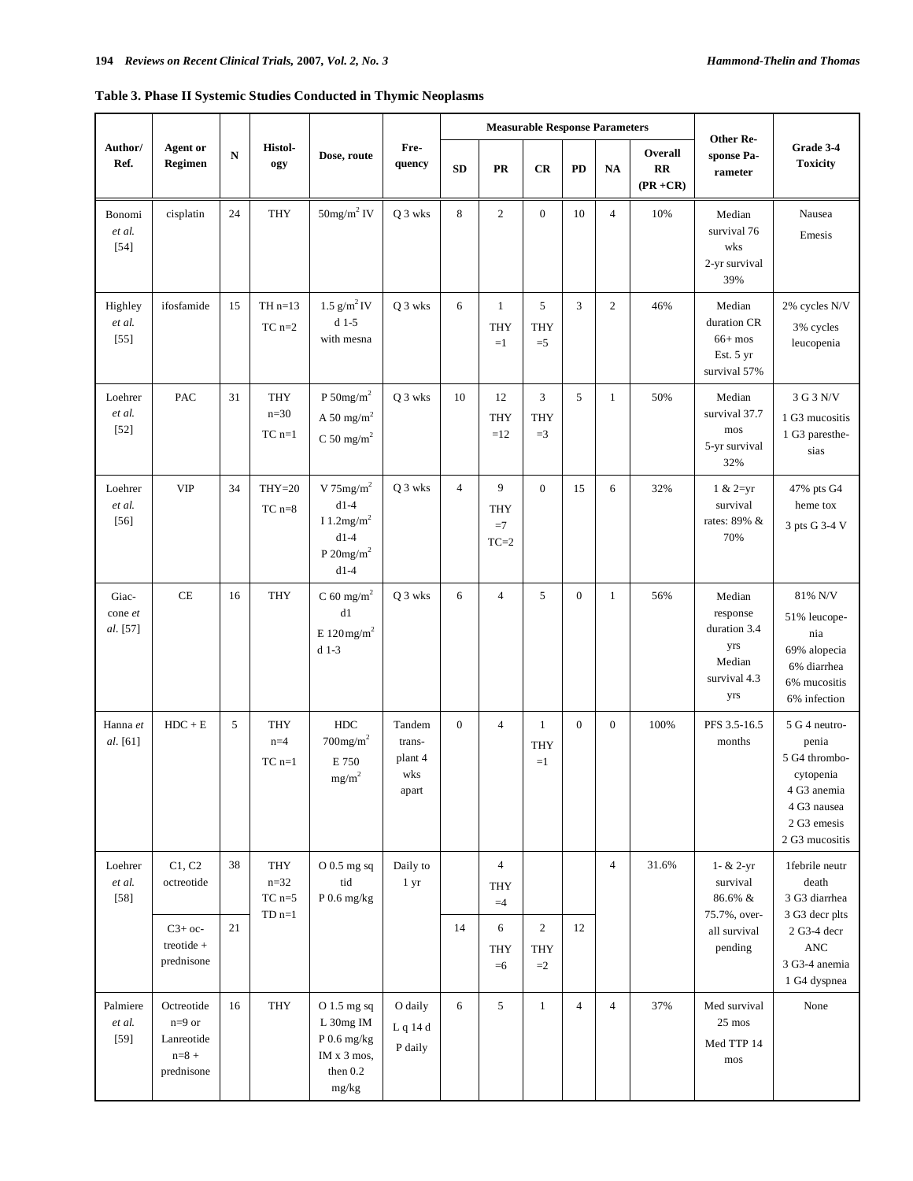**Table 3. Phase II Systemic Studies Conducted in Thymic Neoplasms**

| Author/ Ref. | Agent or Regimen | N | Histol-ogy | Dose, route | Fre-quency | Measurable Response Parameters | | | | | | Other Re-sponse Pa-rameter | Grade 3-4 Toxicity |
|---|---|---|---|---|---|---|---|---|---|---|---|---|---|
| | | | | | | SD | PR | CR | PD | NA | Overall RR (PR +CR) | | |
| Bonomi *et al.* [54] | cisplatin | 24 | THY | 50mg/m$^2$ IV | Q 3 wks | 8 | 2 | 0 | 10 | 4 | 10% | Median survival 76 wks 2-yr survival 39% | Nausea Emesis |
| Highley *et al.* [55] | ifosfamide | 15 | TH n=13 TC n=2 | 1.5 g/m$^2$ IV d 1-5 with mesna | Q 3 wks | 6 | 1 THY =1 | 5 THY =5 | 3 | 2 | 46% | Median duration CR 66+ mos Est. 5 yr survival 57% | 2% cycles N/V 3% cycles leucopenia |
| Loehrer *et al.* [52] | PAC | 31 | THY n=30 TC n=1 | P 50mg/m$^2$ A 50 mg/m$^2$ C 50 mg/m$^2$ | Q 3 wks | 10 | 12 THY =12 | 3 THY =3 | 5 | 1 | 50% | Median survival 37.7 mos 5-yr survival 32% | 3 G 3 N/V 1 G3 mucositis 1 G3 paresthe-sias |
| Loehrer *et al.* [56] | VIP | 34 | THY=20 TC n=8 | V 75mg/m$^2$ d1-4 I 1.2mg/m$^2$ d1-4 P 20mg/m$^2$ d1-4 | Q 3 wks | 4 | 9 THY =7 TC=2 | 0 | 15 | 6 | 32% | 1 & 2=yr survival rates: 89% & 70% | 47% pts G4 heme tox 3 pts G 3-4 V |
| Giac-cone *et al*. [57] | CE | 16 | THY | C 60 mg/m$^2$ d1 E 120mg/m$^2$ d 1-3 | Q 3 wks | 6 | 4 | 5 | 0 | 1 | 56% | Median response duration 3.4 yrs Median survival 4.3 yrs | 81% N/V 51% leucope-nia 69% alopecia 6% diarrhea 6% mucositis 6% infection |
| Hanna *et al*. [61] | HDC + E | 5 | THY n=4 TC n=1 | HDC 700mg/m$^2$ E 750 mg/m$^2$ | Tandem trans-plant 4 wks apart | 0 | 4 | 1 THY =1 | 0 | 0 | 100% | PFS 3.5-16.5 months | 5 G 4 neutro-penia 5 G4 thrombo-cytopenia 4 G3 anemia 4 G3 nausea 2 G3 emesis 2 G3 mucositis |
| Loehrer *et al.* [58] | C1, C2 octreotide | 38 | THY n=32 TC n=5 TD n=1 | O 0.5 mg sq tid P 0.6 mg/kg | Daily to 1 yr | | 4 THY =4 | | | 4 | 31.6% | 1- & 2-yr survival 86.6% & 75.7%, over-all survival pending | 1febrile neutr death 3 G3 diarrhea 3 G3 decr plts 2 G3-4 decr ANC 3 G3-4 anemia 1 G4 dyspnea |
| | C3+ oc-treotide + prednisone | 21 | | | | 14 | 6 THY =6 | 2 THY =2 | 12 | | | | |
| Palmiere *et al.* [59] | Octreotide n=9 or Lanreotide n=8 + prednisone | 16 | THY | O 1.5 mg sq L 30mg IM P 0.6 mg/kg IM x 3 mos, then 0.2 mg/kg | O daily L q 14 d P daily | 6 | 5 | 1 | 4 | 4 | 37% | Med survival 25 mos Med TTP 14 mos | None |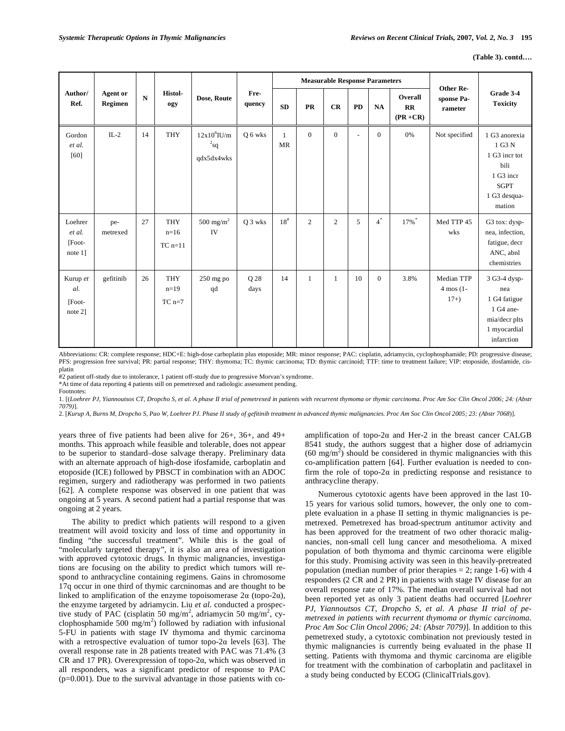**(Table 3). contd….**

| Author/ Ref. | Agent or Regimen | N | Histol-ogy | Dose, Route | Fre-quency | Measurable Response Parameters | | | | | | Other Re-sponse Pa-rameter | Grade 3-4 Toxicity |
|---|---|---|---|---|---|---|---|---|---|---|---|---|---|
| | | | | | | SD | PR | CR | PD | NA | Overall RR (PR +CR) | | |
| Gordon *et al.* [60] | IL-2 | 14 | THY | $12x10^6$IU/m$^2$sq qdx5dx4wks | Q 6 wks | 1 MR | 0 | 0 | - | 0 | 0% | Not specified | 1 G3 anorexia 1 G3 N 1 G3 incr tot bili 1 G3 incr SGPT 1 G3 desqua-mation |
| Loehrer *et al.* [Foot-note 1] | pe-metrexed | 27 | THY n=16 TC n=11 | 500 mg/m$^2$ IV | Q 3 wks | 18# | 2 | 2 | 5 | 4* | 17%* | Med TTP 45 wks | G3 tox: dysp-nea, infection, fatigue, decr ANC, abnl chemistries |
| Kurup *et al.* [Foot-note 2] | gefitinib | 26 | THY n=19 TC n=7 | 250 mg po qd | Q 28 days | 14 | 1 | 1 | 10 | 0 | 3.8% | Median TTP 4 mos (1-17+) | 3 G3-4 dysp-nea 1 G4 fatigue 1 G4 ane-mia/decr plts 1 myocardial infarction |

Abbreviations: CR: complete response; HDC+E: high-dose carboplatin plus etoposide; MR: minor response; PAC: cisplatin, adriamycin, cyclophosphamide; PD: progressive disease; PFS: progression free survival; PR: partial response; THY: thymoma; TC: thymic carcinoma; TD: thymic carcinoid; TTF: time to treatment failure; VIP: etoposide, ifosfamide, cisplatin

#2 patient off-study due to intolerance, 1 patient off-study due to progressive Morvan's syndrome.

*At time of data reporting 4 patients still on pemetrexed and radiologic assessment pending.

Footnotes:

1. [(*Loehrer PJ, Yiannoutsos CT, Dropcho S, et al. A phase II trial of pemetrexed in patients with recurrent thymoma or thymic carcinoma. Proc Am Soc Clin Oncol 2006; 24: (Abstr 7079)*)].

2. [*Kurup A, Burns M, Dropcho S, Pao W, Loehrer PJ. Phase II study of gefitinib treatment in advanced thymic malignancies. Proc Am Soc Clin Oncol 2005; 23: (Abstr 7068)*)].

years three of five patients had been alive for 26+, 36+, and 49+ months. This approach while feasible and tolerable, does not appear to be superior to standard–dose salvage therapy. Preliminary data with an alternate approach of high-dose ifosfamide, carboplatin and etoposide (ICE) followed by PBSCT in combination with an ADOC regimen, surgery and radiotherapy was performed in two patients [62]. A complete response was observed in one patient that was ongoing at 5 years. A second patient had a partial response that was ongoing at 2 years.

The ability to predict which patients will respond to a given treatment will avoid toxicity and loss of time and opportunity in finding "the successful treatment". While this is the goal of "molecularly targeted therapy", it is also an area of investigation with approved cytotoxic drugs. In thymic malignancies, investigations are focusing on the ability to predict which tumors will respond to anthracycline containing regimens. Gains in chromosome 17q occur in one third of thymic carcninomas and are thought to be linked to amplification of the enzyme topoisomerase 2α (topo-2α), the enzyme targeted by adriamycin. Liu *et al*. conducted a prospective study of PAC (cisplatin 50 mg/m$^2$, adriamycin 50 mg/m$^2$, cyclophosphamide 500 mg/m$^2$) followed by radiation with infusional 5-FU in patients with stage IV thymoma and thymic carcinoma with a retrospective evaluation of tumor topo-2α levels [63]. The overall response rate in 28 patients treated with PAC was 71.4% (3 CR and 17 PR). Overexpression of topo-2α, which was observed in all responders, was a significant predictor of response to PAC (p=0.001). Due to the survival advantage in those patients with co-amplification of topo-2α and Her-2 in the breast cancer CALGB 8541 study, the authors suggest that a higher dose of adriamycin (60 mg/m$^2$) should be considered in thymic malignancies with this co-amplification pattern [64]. Further evaluation is needed to confirm the role of topo-2α in predicting response and resistance to anthracycline therapy.

Numerous cytotoxic agents have been approved in the last 10-15 years for various solid tumors, however, the only one to complete evaluation in a phase II setting in thymic malignancies is pemetrexed. Pemetrexed has broad-spectrum antitumor activity and has been approved for the treatment of two other thoracic malignancies, non-small cell lung cancer and mesothelioma. A mixed population of both thymoma and thymic carcinoma were eligible for this study. Promising activity was seen in this heavily-pretreated population (median number of prior therapies = 2; range 1-6) with 4 responders (2 CR and 2 PR) in patients with stage IV disease for an overall response rate of 17%. The median overall survival had not been reported yet as only 3 patient deaths had occurred [*Loehrer PJ, Yiannoutsos CT, Dropcho S, et al. A phase II trial of pemetrexed in patients with recurrent thymoma or thymic carcinoma. Proc Am Soc Clin Oncol 2006; 24: (Abstr 7079)*]. In addition to this pemetrexed study, a cytotoxic combination not previously tested in thymic malignancies is currently being evaluated in the phase II setting. Patients with thymoma and thymic carcinoma are eligible for treatment with the combination of carboplatin and paclitaxel in a study being conducted by ECOG (ClinicalTrials.gov).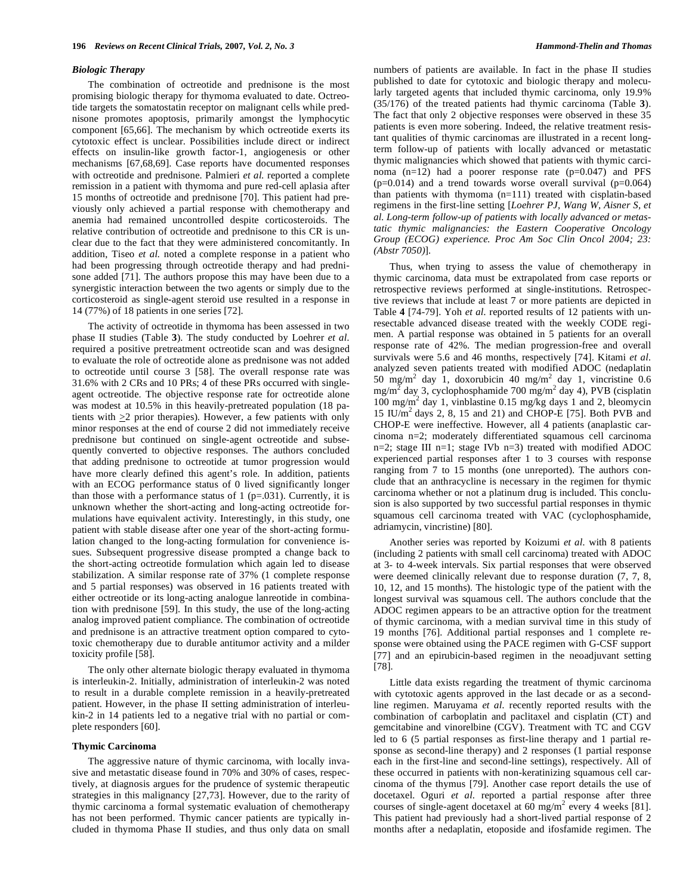### *Biologic Therapy*

The combination of octreotide and prednisone is the most promising biologic therapy for thymoma evaluated to date. Octreotide targets the somatostatin receptor on malignant cells while prednisone promotes apoptosis, primarily amongst the lymphocytic component [65,66]. The mechanism by which octreotide exerts its cytotoxic effect is unclear. Possibilities include direct or indirect effects on insulin-like growth factor-1, angiogenesis or other mechanisms [67,68,69]. Case reports have documented responses with octreotide and prednisone. Palmieri *et al.* reported a complete remission in a patient with thymoma and pure red-cell aplasia after 15 months of octreotide and prednisone [70]. This patient had previously only achieved a partial response with chemotherapy and anemia had remained uncontrolled despite corticosteroids. The relative contribution of octreotide and prednisone to this CR is unclear due to the fact that they were administered concomitantly. In addition, Tiseo *et al.* noted a complete response in a patient who had been progressing through octreotide therapy and had prednisone added [71]. The authors propose this may have been due to a synergistic interaction between the two agents or simply due to the corticosteroid as single-agent steroid use resulted in a response in 14 (77%) of 18 patients in one series [72].

The activity of octreotide in thymoma has been assessed in two phase II studies (Table **3**). The study conducted by Loehrer *et al.* required a positive pretreatment octreotide scan and was designed to evaluate the role of octreotide alone as prednisone was not added to octreotide until course 3 [58]. The overall response rate was 31.6% with 2 CRs and 10 PRs; 4 of these PRs occurred with single-agent octreotide. The objective response rate for octreotide alone was modest at 10.5% in this heavily-pretreated population (18 patients with $\geq$2 prior therapies). However, a few patients with only minor responses at the end of course 2 did not immediately receive prednisone but continued on single-agent octreotide and subsequently converted to objective responses. The authors concluded that adding prednisone to octreotide at tumor progression would have more clearly defined this agent's role. In addition, patients with an ECOG performance status of 0 lived significantly longer than those with a performance status of 1 ($p$=.031). Currently, it is unknown whether the short-acting and long-acting octreotide formulations have equivalent activity. Interestingly, in this study, one patient with stable disease after one year of the short-acting formulation changed to the long-acting formulation for convenience issues. Subsequent progressive disease prompted a change back to the short-acting octreotide formulation which again led to disease stabilization. A similar response rate of 37% (1 complete response and 5 partial responses) was observed in 16 patients treated with either octreotide or its long-acting analogue lanreotide in combination with prednisone [59]. In this study, the use of the long-acting analog improved patient compliance. The combination of octreotide and prednisone is an attractive treatment option compared to cytotoxic chemotherapy due to durable antitumor activity and a milder toxicity profile [58].

The only other alternate biologic therapy evaluated in thymoma is interleukin-2. Initially, administration of interleukin-2 was noted to result in a durable complete remission in a heavily-pretreated patient. However, in the phase II setting administration of interleukin-2 in 14 patients led to a negative trial with no partial or complete responders [60].

### Thymic Carcinoma

The aggressive nature of thymic carcinoma, with locally invasive and metastatic disease found in 70% and 30% of cases, respectively, at diagnosis argues for the prudence of systemic therapeutic strategies in this malignancy [27,73]. However, due to the rarity of thymic carcinoma a formal systematic evaluation of chemotherapy has not been performed. Thymic cancer patients are typically included in thymoma Phase II studies, and thus only data on small numbers of patients are available. In fact in the phase II studies published to date for cytotoxic and biologic therapy and molecularly targeted agents that included thymic carcinoma, only 19.9% (35/176) of the treated patients had thymic carcinoma (Table **3**). The fact that only 2 objective responses were observed in these 35 patients is even more sobering. Indeed, the relative treatment resistant qualities of thymic carcinomas are illustrated in a recent long-term follow-up of patients with locally advanced or metastatic thymic malignancies which showed that patients with thymic carcinoma (n=12) had a poorer response rate ($p$=0.047) and PFS ($p$=0.014) and a trend towards worse overall survival ($p$=0.064) than patients with thymoma (n=111) treated with cisplatin-based regimens in the first-line setting [*Loehrer PJ, Wang W, Aisner S, et al. Long-term follow-up of patients with locally advanced or metastatic thymic malignancies: the Eastern Cooperative Oncology Group (ECOG) experience. Proc Am Soc Clin Oncol 2004; 23: (Abstr 7050)*].

Thus, when trying to assess the value of chemotherapy in thymic carcinoma, data must be extrapolated from case reports or retrospective reviews performed at single-institutions. Retrospective reviews that include at least 7 or more patients are depicted in Table **4** [74-79]. Yoh *et al.* reported results of 12 patients with unresectable advanced disease treated with the weekly CODE regimen. A partial response was obtained in 5 patients for an overall response rate of 42%. The median progression-free and overall survivals were 5.6 and 46 months, respectively [74]. Kitami *et al.* analyzed seven patients treated with modified ADOC (nedaplatin 50 mg/m$^2$ day 1, doxorubicin 40 mg/m$^2$ day 1, vincristine 0.6 mg/m$^2$ day 3, cyclophosphamide 700 mg/m$^2$ day 4), PVB (cisplatin 100 mg/m$^2$ day 1, vinblastine 0.15 mg/kg days 1 and 2, bleomycin 15 IU/m$^2$ days 2, 8, 15 and 21) and CHOP-E [75]. Both PVB and CHOP-E were ineffective. However, all 4 patients (anaplastic carcinoma n=2; moderately differentiated squamous cell carcinoma n=2; stage III n=1; stage IVb n=3) treated with modified ADOC experienced partial responses after 1 to 3 courses with response ranging from 7 to 15 months (one unreported). The authors conclude that an anthracycline is necessary in the regimen for thymic carcinoma whether or not a platinum drug is included. This conclusion is also supported by two successful partial responses in thymic squamous cell carcinoma treated with VAC (cyclophosphamide, adriamycin, vincristine) [80].

Another series was reported by Koizumi *et al.* with 8 patients (including 2 patients with small cell carcinoma) treated with ADOC at 3- to 4-week intervals. Six partial responses that were observed were deemed clinically relevant due to response duration (7, 7, 8, 10, 12, and 15 months). The histologic type of the patient with the longest survival was squamous cell. The authors conclude that the ADOC regimen appears to be an attractive option for the treatment of thymic carcinoma, with a median survival time in this study of 19 months [76]. Additional partial responses and 1 complete response were obtained using the PACE regimen with G-CSF support [77] and an epirubicin-based regimen in the neoadjuvant setting [78].

Little data exists regarding the treatment of thymic carcinoma with cytotoxic agents approved in the last decade or as a second-line regimen. Maruyama *et al.* recently reported results with the combination of carboplatin and paclitaxel and cisplatin (CT) and gemcitabine and vinorelbine (CGV). Treatment with TC and CGV led to 6 (5 partial responses as first-line therapy and 1 partial response as second-line therapy) and 2 responses (1 partial response each in the first-line and second-line settings), respectively. All of these occurred in patients with non-keratinizing squamous cell carcinoma of the thymus [79]. Another case report details the use of docetaxel. Oguri *et al.* reported a partial response after three courses of single-agent docetaxel at 60 mg/m$^2$ every 4 weeks [81]. This patient had previously had a short-lived partial response of 2 months after a nedaplatin, etoposide and ifosfamide regimen. The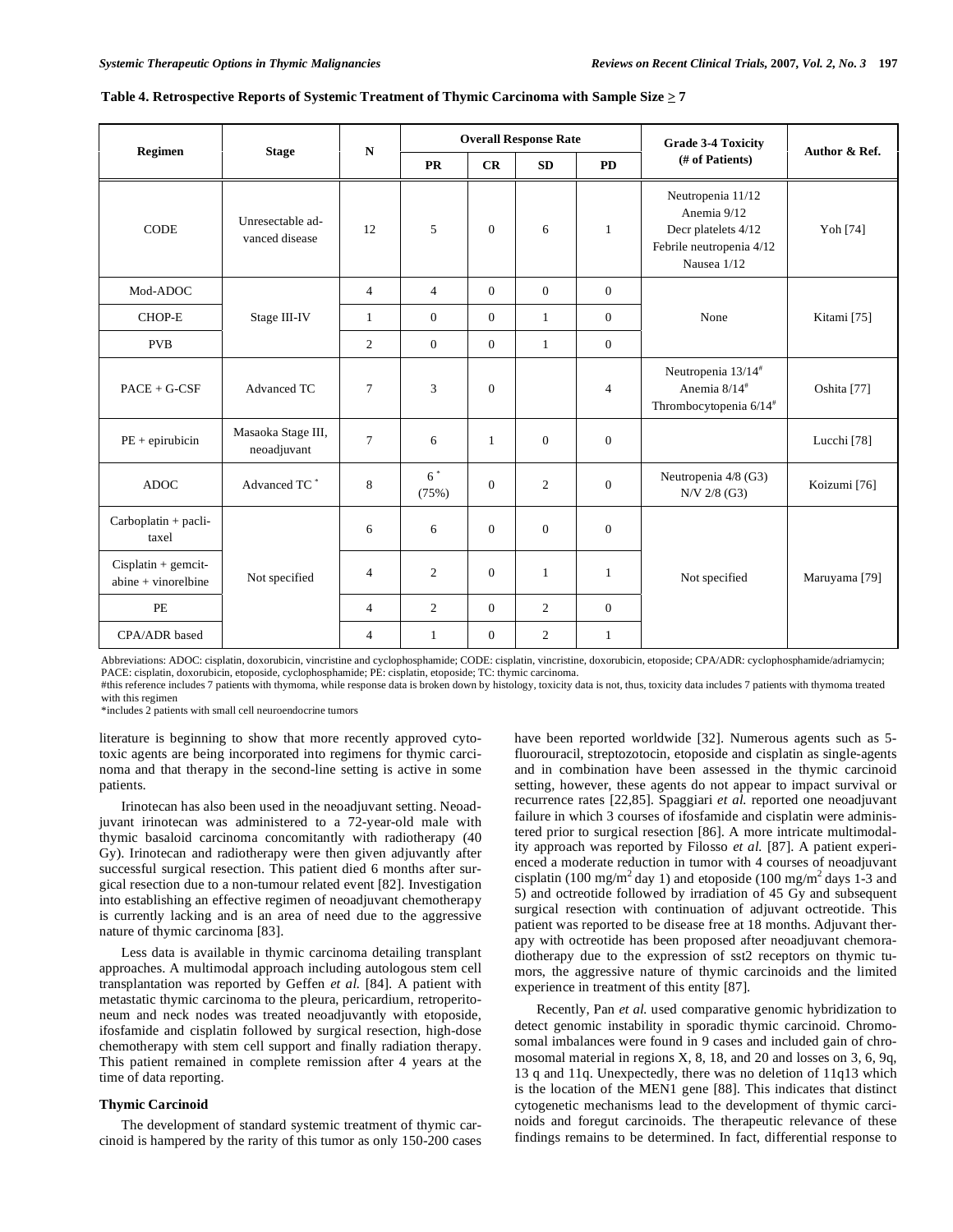**Table 4. Retrospective Reports of Systemic Treatment of Thymic Carcinoma with Sample Size ≥ 7**

| Regimen | Stage | N | Overall Response Rate | | | | Grade 3-4 Toxicity (# of Patients) | Author & Ref. |
|---|---|---|---|---|---|---|---|---|
| | | | PR | CR | SD | PD | | |
| CODE | Unresectable advanced disease | 12 | 5 | 0 | 6 | 1 | Neutropenia 11/12<br>Anemia 9/12<br>Decr platelets 4/12<br>Febrile neutropenia 4/12<br>Nausea 1/12 | Yoh [74] |
| Mod-ADOC | Stage III-IV | 4 | 4 | 0 | 0 | 0 | None | Kitami [75] |
| CHOP-E | | 1 | 0 | 0 | 1 | 0 | | |
| PVB | | 2 | 0 | 0 | 1 | 0 | | |
| PACE + G-CSF | Advanced TC | 7 | 3 | 0 | | 4 | Neutropenia 13/14#<br>Anemia 8/14#<br>Thrombocytopenia 6/14# | Oshita [77] |
| PE + epirubicin | Masaoka Stage III, neoadjuvant | 7 | 6 | 1 | 0 | 0 | | Lucchi [78] |
| ADOC | Advanced TC * | 8 | 6 * (75%) | 0 | 2 | 0 | Neutropenia 4/8 (G3)<br>N/V 2/8 (G3) | Koizumi [76] |
| Carboplatin + paclitaxel | Not specified | 6 | 6 | 0 | 0 | 0 | Not specified | Maruyama [79] |
| Cisplatin + gemcitabine + vinorelbine | | 4 | 2 | 0 | 1 | 1 | | |
| PE | | 4 | 2 | 0 | 2 | 0 | | |
| CPA/ADR based | | 4 | 1 | 0 | 2 | 1 | | |

Abbreviations: ADOC: cisplatin, doxorubicin, vincristine and cyclophosphamide; CODE: cisplatin, vincristine, doxorubicin, etoposide; CPA/ADR: cyclophosphamide/adriamycin; PACE: cisplatin, doxorubicin, etoposide, cyclophosphamide; PE: cisplatin, etoposide; TC: thymic carcinoma.
#this reference includes 7 patients with thymoma, while response data is broken down by histology, toxicity data is not, thus, toxicity data includes 7 patients with thymoma treated with this regimen
*includes 2 patients with small cell neuroendocrine tumors

literature is beginning to show that more recently approved cytotoxic agents are being incorporated into regimens for thymic carcinoma and that therapy in the second-line setting is active in some patients.

Irinotecan has also been used in the neoadjuvant setting. Neoadjuvant irinotecan was administered to a 72-year-old male with thymic basaloid carcinoma concomitantly with radiotherapy (40 Gy). Irinotecan and radiotherapy were then given adjuvantly after successful surgical resection. This patient died 6 months after surgical resection due to a non-tumour related event [82]. Investigation into establishing an effective regimen of neoadjuvant chemotherapy is currently lacking and is an area of need due to the aggressive nature of thymic carcinoma [83].

Less data is available in thymic carcinoma detailing transplant approaches. A multimodal approach including autologous stem cell transplantation was reported by Geffen *et al.* [84]. A patient with metastatic thymic carcinoma to the pleura, pericardium, retroperitoneum and neck nodes was treated neoadjuvantly with etoposide, ifosfamide and cisplatin followed by surgical resection, high-dose chemotherapy with stem cell support and finally radiation therapy. This patient remained in complete remission after 4 years at the time of data reporting.

### Thymic Carcinoid

The development of standard systemic treatment of thymic carcinoid is hampered by the rarity of this tumor as only 150-200 cases have been reported worldwide [32]. Numerous agents such as 5-fluorouracil, streptozotocin, etoposide and cisplatin as single-agents and in combination have been assessed in the thymic carcinoid setting, however, these agents do not appear to impact survival or recurrence rates [22,85]. Spaggiari *et al.* reported one neoadjuvant failure in which 3 courses of ifosfamide and cisplatin were administered prior to surgical resection [86]. A more intricate multimodality approach was reported by Filosso *et al.* [87]. A patient experienced a moderate reduction in tumor with 4 courses of neoadjuvant cisplatin (100 mg/m$^2$ day 1) and etoposide (100 mg/m$^2$ days 1-3 and 5) and octreotide followed by irradiation of 45 Gy and subsequent surgical resection with continuation of adjuvant octreotide. This patient was reported to be disease free at 18 months. Adjuvant therapy with octreotide has been proposed after neoadjuvant chemoradiotherapy due to the expression of sst2 receptors on thymic tumors, the aggressive nature of thymic carcinoids and the limited experience in treatment of this entity [87].

Recently, Pan *et al.* used comparative genomic hybridization to detect genomic instability in sporadic thymic carcinoid. Chromosomal imbalances were found in 9 cases and included gain of chromosomal material in regions X, 8, 18, and 20 and losses on 3, 6, 9q, 13 q and 11q. Unexpectedly, there was no deletion of 11q13 which is the location of the MEN1 gene [88]. This indicates that distinct cytogenetic mechanisms lead to the development of thymic carcinoids and foregut carcinoids. The therapeutic relevance of these findings remains to be determined. In fact, differential response to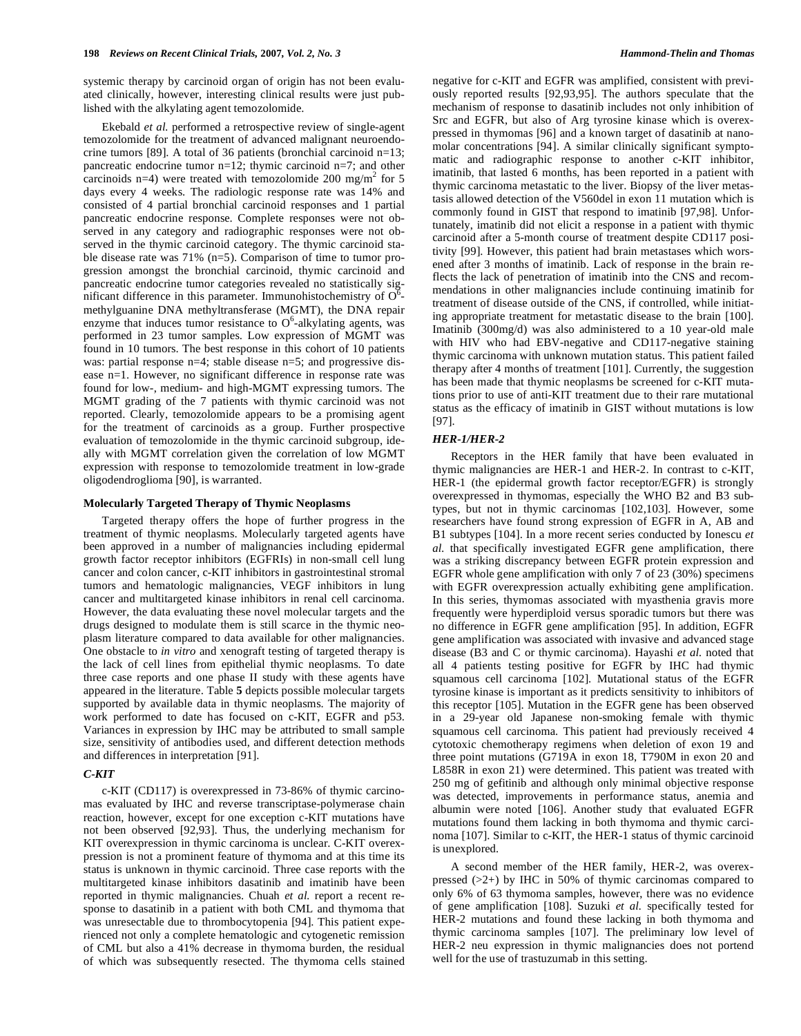systemic therapy by carcinoid organ of origin has not been evaluated clinically, however, interesting clinical results were just published with the alkylating agent temozolomide.

Ekebald *et al.* performed a retrospective review of single-agent temozolomide for the treatment of advanced malignant neuroendocrine tumors [89]. A total of 36 patients (bronchial carcinoid n=13; pancreatic endocrine tumor n=12; thymic carcinoid n=7; and other carcinoids n=4) were treated with temozolomide 200 mg/m$^2$ for 5 days every 4 weeks. The radiologic response rate was 14% and consisted of 4 partial bronchial carcinoid responses and 1 partial pancreatic endocrine response. Complete responses were not observed in any category and radiographic responses were not observed in the thymic carcinoid category. The thymic carcinoid stable disease rate was 71% (n=5). Comparison of time to tumor progression amongst the bronchial carcinoid, thymic carcinoid and pancreatic endocrine tumor categories revealed no statistically significant difference in this parameter. Immunohistochemistry of O$^6$-methylguanine DNA methyltransferase (MGMT), the DNA repair enzyme that induces tumor resistance to O$^6$-alkylating agents, was performed in 23 tumor samples. Low expression of MGMT was found in 10 tumors. The best response in this cohort of 10 patients was: partial response n=4; stable disease n=5; and progressive disease n=1. However, no significant difference in response rate was found for low-, medium- and high-MGMT expressing tumors. The MGMT grading of the 7 patients with thymic carcinoid was not reported. Clearly, temozolomide appears to be a promising agent for the treatment of carcinoids as a group. Further prospective evaluation of temozolomide in the thymic carcinoid subgroup, ideally with MGMT correlation given the correlation of low MGMT expression with response to temozolomide treatment in low-grade oligodendroglioma [90], is warranted.

### Molecularly Targeted Therapy of Thymic Neoplasms

Targeted therapy offers the hope of further progress in the treatment of thymic neoplasms. Molecularly targeted agents have been approved in a number of malignancies including epidermal growth factor receptor inhibitors (EGFRIs) in non-small cell lung cancer and colon cancer, c-KIT inhibitors in gastrointestinal stromal tumors and hematologic malignancies, VEGF inhibitors in lung cancer and multitargeted kinase inhibitors in renal cell carcinoma. However, the data evaluating these novel molecular targets and the drugs designed to modulate them is still scarce in the thymic neoplasm literature compared to data available for other malignancies. One obstacle to *in vitro* and xenograft testing of targeted therapy is the lack of cell lines from epithelial thymic neoplasms. To date three case reports and one phase II study with these agents have appeared in the literature. Table **5** depicts possible molecular targets supported by available data in thymic neoplasms. The majority of work performed to date has focused on c-KIT, EGFR and p53. Variances in expression by IHC may be attributed to small sample size, sensitivity of antibodies used, and different detection methods and differences in interpretation [91].

#### *C-KIT*

c-KIT (CD117) is overexpressed in 73-86% of thymic carcinomas evaluated by IHC and reverse transcriptase-polymerase chain reaction, however, except for one exception c-KIT mutations have not been observed [92,93]. Thus, the underlying mechanism for KIT overexpression in thymic carcinoma is unclear. C-KIT overexpression is not a prominent feature of thymoma and at this time its status is unknown in thymic carcinoid. Three case reports with the multitargeted kinase inhibitors dasatinib and imatinib have been reported in thymic malignancies. Chuah *et al.* report a recent response to dasatinib in a patient with both CML and thymoma that was unresectable due to thrombocytopenia [94]. This patient experienced not only a complete hematologic and cytogenetic remission of CML but also a 41% decrease in thymoma burden, the residual of which was subsequently resected. The thymoma cells stained negative for c-KIT and EGFR was amplified, consistent with previously reported results [92,93,95]. The authors speculate that the mechanism of response to dasatinib includes not only inhibition of Src and EGFR, but also of Arg tyrosine kinase which is overexpressed in thymomas [96] and a known target of dasatinib at nanomolar concentrations [94]. A similar clinically significant symptomatic and radiographic response to another c-KIT inhibitor, imatinib, that lasted 6 months, has been reported in a patient with thymic carcinoma metastatic to the liver. Biopsy of the liver metastasis allowed detection of the V560del in exon 11 mutation which is commonly found in GIST that respond to imatinib [97,98]. Unfortunately, imatinib did not elicit a response in a patient with thymic carcinoid after a 5-month course of treatment despite CD117 positivity [99]. However, this patient had brain metastases which worsened after 3 months of imatinib. Lack of response in the brain reflects the lack of penetration of imatinib into the CNS and recommendations in other malignancies include continuing imatinib for treatment of disease outside of the CNS, if controlled, while initiating appropriate treatment for metastatic disease to the brain [100]. Imatinib (300mg/d) was also administered to a 10 year-old male with HIV who had EBV-negative and CD117-negative staining thymic carcinoma with unknown mutation status. This patient failed therapy after 4 months of treatment [101]. Currently, the suggestion has been made that thymic neoplasms be screened for c-KIT mutations prior to use of anti-KIT treatment due to their rare mutational status as the efficacy of imatinib in GIST without mutations is low [97].

#### *HER-1/HER-2*

Receptors in the HER family that have been evaluated in thymic malignancies are HER-1 and HER-2. In contrast to c-KIT, HER-1 (the epidermal growth factor receptor/EGFR) is strongly overexpressed in thymomas, especially the WHO B2 and B3 subtypes, but not in thymic carcinomas [102,103]. However, some researchers have found strong expression of EGFR in A, AB and B1 subtypes [104]. In a more recent series conducted by Ionescu *et al.* that specifically investigated EGFR gene amplification, there was a striking discrepancy between EGFR protein expression and EGFR whole gene amplification with only 7 of 23 (30%) specimens with EGFR overexpression actually exhibiting gene amplification. In this series, thymomas associated with myasthenia gravis more frequently were hyperdiploid versus sporadic tumors but there was no difference in EGFR gene amplification [95]. In addition, EGFR gene amplification was associated with invasive and advanced stage disease (B3 and C or thymic carcinoma). Hayashi *et al.* noted that all 4 patients testing positive for EGFR by IHC had thymic squamous cell carcinoma [102]. Mutational status of the EGFR tyrosine kinase is important as it predicts sensitivity to inhibitors of this receptor [105]. Mutation in the EGFR gene has been observed in a 29-year old Japanese non-smoking female with thymic squamous cell carcinoma. This patient had previously received 4 cytotoxic chemotherapy regimens when deletion of exon 19 and three point mutations (G719A in exon 18, T790M in exon 20 and L858R in exon 21) were determined. This patient was treated with 250 mg of gefitinib and although only minimal objective response was detected, improvements in performance status, anemia and albumin were noted [106]. Another study that evaluated EGFR mutations found them lacking in both thymoma and thymic carcinoma [107]. Similar to c-KIT, the HER-1 status of thymic carcinoid is unexplored.

A second member of the HER family, HER-2, was overexpressed (>2+) by IHC in 50% of thymic carcinomas compared to only 6% of 63 thymoma samples, however, there was no evidence of gene amplification [108]. Suzuki *et al.* specifically tested for HER-2 mutations and found these lacking in both thymoma and thymic carcinoma samples [107]. The preliminary low level of HER-2 neu expression in thymic malignancies does not portend well for the use of trastuzumab in this setting.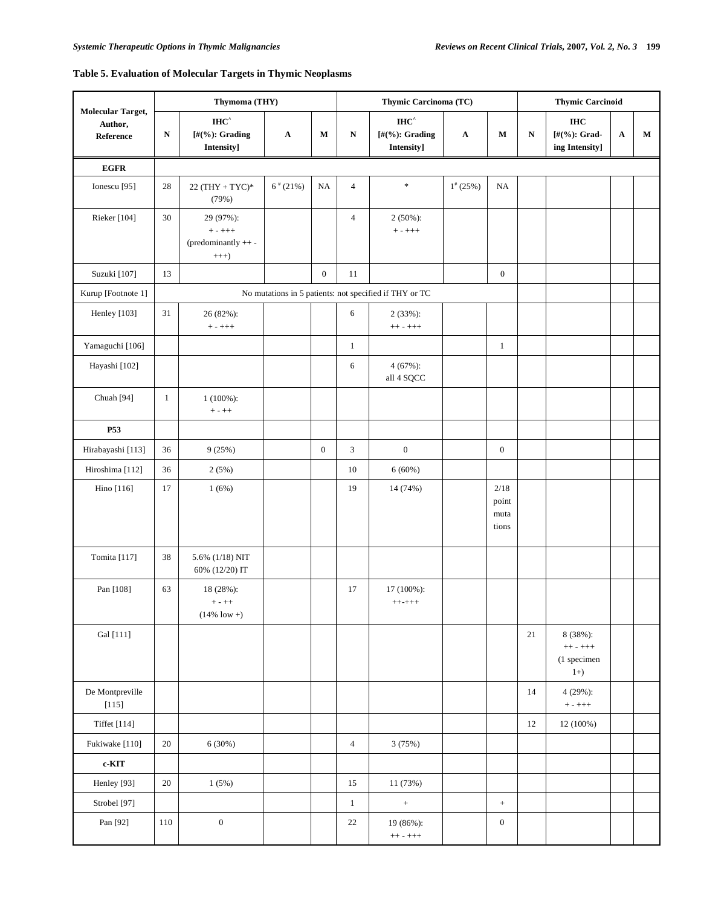**Table 5. Evaluation of Molecular Targets in Thymic Neoplasms**

| Molecular Target, Author, Reference | Thymoma (THY) | | | | Thymic Carcinoma (TC) | | | | Thymic Carcinoid | | | |
|---|---|---|---|---|---|---|---|---|---|---|---|---|
| | N | IHC^ [#(%): Grading Intensity] | A | M | N | IHC^ [#(%): Grading Intensity] | A | M | N | IHC [#(%): Grading Intensity] | A | M |
| **EGFR** | | | | | | | | | | | | |
| Ionescu [95] | 28 | 22 (THY + TYC)* (79%) | 6 # (21%) | NA | 4 | * | 1# (25%) | NA | | | | |
| Rieker [104] | 30 | 29 (97%): + - +++ (predominantly ++ - +++) | | | 4 | 2 (50%): + - +++ | | | | | | |
| Suzuki [107] | 13 | | | 0 | 11 | | | 0 | | | | |
| Kurup [Footnote 1] | No mutations in 5 patients: not specified if THY or TC | | | | | | | | | | | |
| Henley [103] | 31 | 26 (82%): + - +++ | | | 6 | 2 (33%): ++ - +++ | | | | | | |
| Yamaguchi [106] | | | | | 1 | | | 1 | | | | |
| Hayashi [102] | | | | | 6 | 4 (67%): all 4 SQCC | | | | | | |
| Chuah [94] | 1 | 1 (100%): + - ++ | | | | | | | | | | |
| **P53** | | | | | | | | | | | | |
| Hirabayashi [113] | 36 | 9 (25%) | | 0 | 3 | 0 | | 0 | | | | |
| Hiroshima [112] | 36 | 2 (5%) | | | 10 | 6 (60%) | | | | | | |
| Hino [116] | 17 | 1 (6%) | | | 19 | 14 (74%) | | 2/18 point mutations | | | | |
| Tomita [117] | 38 | 5.6% (1/18) NIT 60% (12/20) IT | | | | | | | | | | |
| Pan [108] | 63 | 18 (28%): + - ++ (14% low +) | | | 17 | 17 (100%): ++-+++ | | | | | | |
| Gal [111] | | | | | | | | | 21 | 8 (38%): ++ - +++ (1 specimen 1+) | | |
| De Montpreville [115] | | | | | | | | | 14 | 4 (29%): + - +++ | | |
| Tiffet [114] | | | | | | | | | 12 | 12 (100%) | | |
| Fukiwake [110] | 20 | 6 (30%) | | | 4 | 3 (75%) | | | | | | |
| **c-KIT** | | | | | | | | | | | | |
| Henley [93] | 20 | 1 (5%) | | | 15 | 11 (73%) | | | | | | |
| Strobel [97] | | | | | 1 | + | | + | | | | |
| Pan [92] | 110 | 0 | | | 22 | 19 (86%): ++ - +++ | | 0 | | | | |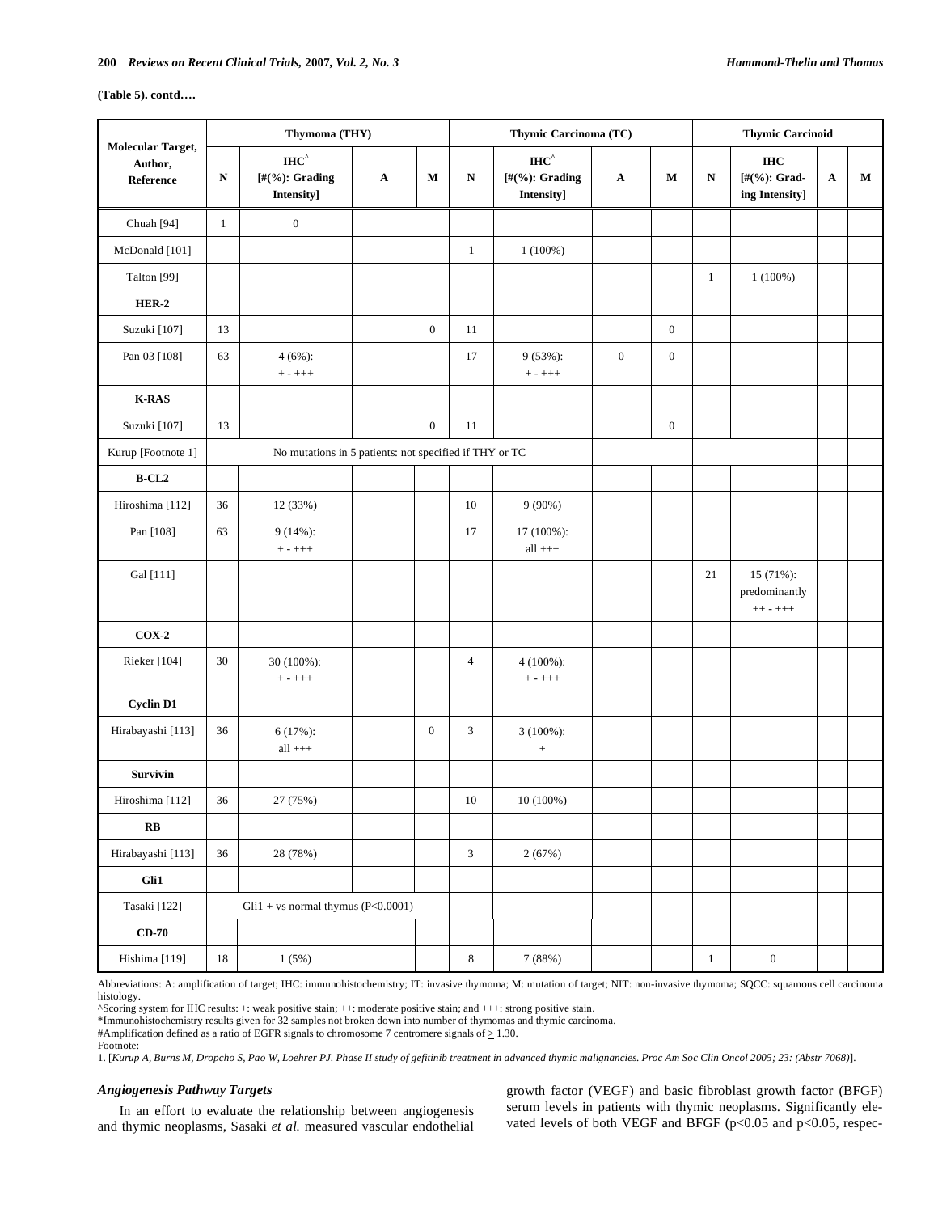**(Table 5). contd….**

| Molecular Target, Author, Reference | Thymoma (THY) | | | | Thymic Carcinoma (TC) | | | | Thymic Carcinoid | | | |
|---|---|---|---|---|---|---|---|---|---|---|---|---|
| | N | IHC^ [#(%): Grading Intensity] | A | M | N | IHC^ [#(%): Grading Intensity] | A | M | N | IHC [#(%): Grading Intensity] | A | M |
| Chuah [94] | 1 | 0 | | | | | | | | | | |
| McDonald [101] | | | | | 1 | 1 (100%) | | | | | | |
| Talton [99] | | | | | | | | | 1 | 1 (100%) | | |
| **HER-2** | | | | | | | | | | | | |
| Suzuki [107] | 13 | | | 0 | 11 | | | 0 | | | | |
| Pan 03 [108] | 63 | 4 (6%): + - +++ | | | 17 | 9 (53%): + - +++ | 0 | 0 | | | | |
| **K-RAS** | | | | | | | | | | | | |
| Suzuki [107] | 13 | | | 0 | 11 | | | 0 | | | | |
| Kurup [Footnote 1] | No mutations in 5 patients: not specified if THY or TC | | | | | | | | | | | |
| **B-CL2** | | | | | | | | | | | | |
| Hiroshima [112] | 36 | 12 (33%) | | | 10 | 9 (90%) | | | | | | |
| Pan [108] | 63 | 9 (14%): + - +++ | | | 17 | 17 (100%): all +++ | | | | | | |
| Gal [111] | | | | | | | | | 21 | 15 (71%): predominantly ++ - +++ | | |
| **COX-2** | | | | | | | | | | | | |
| Rieker [104] | 30 | 30 (100%): + - +++ | | | 4 | 4 (100%): + - +++ | | | | | | |
| **Cyclin D1** | | | | | | | | | | | | |
| Hirabayashi [113] | 36 | 6 (17%): all +++ | | 0 | 3 | 3 (100%): + | | | | | | |
| **Survivin** | | | | | | | | | | | | |
| Hiroshima [112] | 36 | 27 (75%) | | | 10 | 10 (100%) | | | | | | |
| **RB** | | | | | | | | | | | | |
| Hirabayashi [113] | 36 | 28 (78%) | | | 3 | 2 (67%) | | | | | | |
| **Gli1** | | | | | | | | | | | | |
| Tasaki [122] | Gli1 + vs normal thymus ($P<0.0001$) | | | | | | | | | | | |
| **CD-70** | | | | | | | | | | | | |
| Hishima [119] | 18 | 1 (5%) | | | 8 | 7 (88%) | | | 1 | 0 | | |

Abbreviations: A: amplification of target; IHC: immunohistochemistry; IT: invasive thymoma; M: mutation of target; NIT: non-invasive thymoma; SQCC: squamous cell carcinoma histology.

^Scoring system for IHC results: +: weak positive stain; ++: moderate positive stain; and +++: strong positive stain.

*Immunohistochemistry results given for 32 samples not broken down into number of thymomas and thymic carcinoma.

#Amplification defined as a ratio of EGFR signals to chromosome 7 centromere signals of ≥ 1.30.

Footnote:

1. [*Kurup A, Burns M, Dropcho S, Pao W, Loehrer PJ. Phase II study of gefitinib treatment in advanced thymic malignancies. Proc Am Soc Clin Oncol 2005; 23: (Abstr 7068)*].

### *Angiogenesis Pathway Targets*

In an effort to evaluate the relationship between angiogenesis and thymic neoplasms, Sasaki *et al.* measured vascular endothelial growth factor (VEGF) and basic fibroblast growth factor (BFGF) serum levels in patients with thymic neoplasms. Significantly elevated levels of both VEGF and BFGF ($p<0.05$ and $p<0.05$, respec-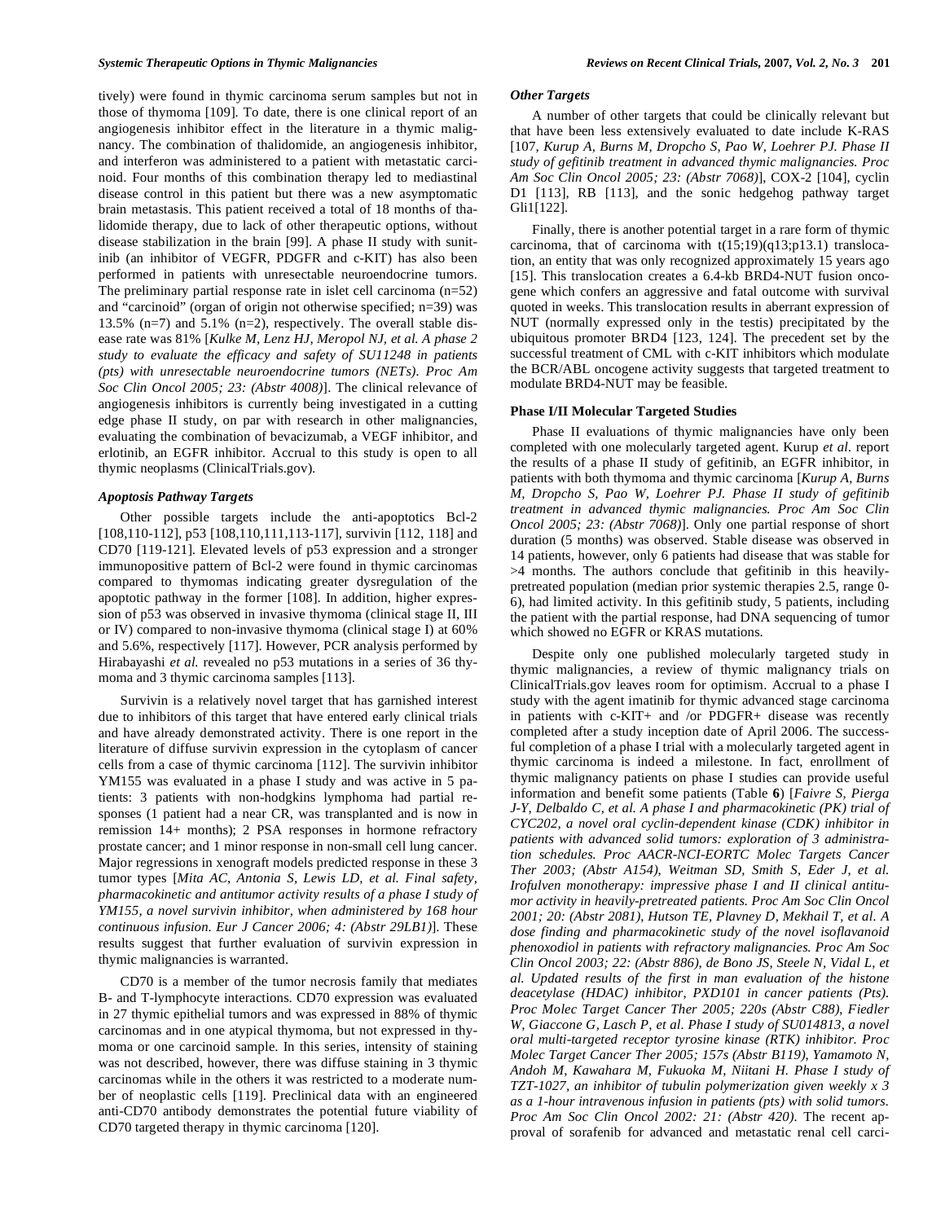tively) were found in thymic carcinoma serum samples but not in those of thymoma [109]. To date, there is one clinical report of an angiogenesis inhibitor effect in the literature in a thymic malignancy. The combination of thalidomide, an angiogenesis inhibitor, and interferon was administered to a patient with metastatic carcinoid. Four months of this combination therapy led to mediastinal disease control in this patient but there was a new asymptomatic brain metastasis. This patient received a total of 18 months of thalidomide therapy, due to lack of other therapeutic options, without disease stabilization in the brain [99]. A phase II study with sunitinib (an inhibitor of VEGFR, PDGFR and c-KIT) has also been performed in patients with unresectable neuroendocrine tumors. The preliminary partial response rate in islet cell carcinoma (n=52) and "carcinoid" (organ of origin not otherwise specified; n=39) was 13.5% (n=7) and 5.1% (n=2), respectively. The overall stable disease rate was 81% [*Kulke M, Lenz HJ, Meropol NJ, et al. A phase 2 study to evaluate the efficacy and safety of SU11248 in patients (pts) with unresectable neuroendocrine tumors (NETs). Proc Am Soc Clin Oncol 2005; 23: (Abstr 4008)*]. The clinical relevance of angiogenesis inhibitors is currently being investigated in a cutting edge phase II study, on par with research in other malignancies, evaluating the combination of bevacizumab, a VEGF inhibitor, and erlotinib, an EGFR inhibitor. Accrual to this study is open to all thymic neoplasms (ClinicalTrials.gov).

### *Apoptosis Pathway Targets*

Other possible targets include the anti-apoptotics Bcl-2 [108,110-112], p53 [108,110,111,113-117], survivin [112, 118] and CD70 [119-121]. Elevated levels of p53 expression and a stronger immunopositive pattern of Bcl-2 were found in thymic carcinomas compared to thymomas indicating greater dysregulation of the apoptotic pathway in the former [108]. In addition, higher expression of p53 was observed in invasive thymoma (clinical stage II, III or IV) compared to non-invasive thymoma (clinical stage I) at 60% and 5.6%, respectively [117]. However, PCR analysis performed by Hirabayashi *et al.* revealed no p53 mutations in a series of 36 thymoma and 3 thymic carcinoma samples [113].

Survivin is a relatively novel target that has garnished interest due to inhibitors of this target that have entered early clinical trials and have already demonstrated activity. There is one report in the literature of diffuse survivin expression in the cytoplasm of cancer cells from a case of thymic carcinoma [112]. The survivin inhibitor YM155 was evaluated in a phase I study and was active in 5 patients: 3 patients with non-hodgkins lymphoma had partial responses (1 patient had a near CR, was transplanted and is now in remission 14+ months); 2 PSA responses in hormone refractory prostate cancer; and 1 minor response in non-small cell lung cancer. Major regressions in xenograft models predicted response in these 3 tumor types [*Mita AC, Antonia S, Lewis LD, et al. Final safety, pharmacokinetic and antitumor activity results of a phase I study of YM155, a novel survivin inhibitor, when administered by 168 hour continuous infusion. Eur J Cancer 2006; 4: (Abstr 29LB1)*]. These results suggest that further evaluation of survivin expression in thymic malignancies is warranted.

CD70 is a member of the tumor necrosis family that mediates B- and T-lymphocyte interactions. CD70 expression was evaluated in 27 thymic epithelial tumors and was expressed in 88% of thymic carcinomas and in one atypical thymoma, but not expressed in thymoma or one carcinoid sample. In this series, intensity of staining was not described, however, there was diffuse staining in 3 thymic carcinomas while in the others it was restricted to a moderate number of neoplastic cells [119]. Preclinical data with an engineered anti-CD70 antibody demonstrates the potential future viability of CD70 targeted therapy in thymic carcinoma [120].

### *Other Targets*

A number of other targets that could be clinically relevant but that have been less extensively evaluated to date include K-RAS [107, *Kurup A, Burns M, Dropcho S, Pao W, Loehrer PJ. Phase II study of gefitinib treatment in advanced thymic malignancies. Proc Am Soc Clin Oncol 2005; 23: (Abstr 7068)*], COX-2 [104], cyclin D1 [113], RB [113], and the sonic hedgehog pathway target Gli1[122].

Finally, there is another potential target in a rare form of thymic carcinoma, that of carcinoma with t(15;19)(q13;p13.1) translocation, an entity that was only recognized approximately 15 years ago [15]. This translocation creates a 6.4-kb BRD4-NUT fusion oncogene which confers an aggressive and fatal outcome with survival quoted in weeks. This translocation results in aberrant expression of NUT (normally expressed only in the testis) precipitated by the ubiquitous promoter BRD4 [123, 124]. The precedent set by the successful treatment of CML with c-KIT inhibitors which modulate the BCR/ABL oncogene activity suggests that targeted treatment to modulate BRD4-NUT may be feasible.

## Phase I/II Molecular Targeted Studies

Phase II evaluations of thymic malignancies have only been completed with one molecularly targeted agent. Kurup *et al.* report the results of a phase II study of gefitinib, an EGFR inhibitor, in patients with both thymoma and thymic carcinoma [*Kurup A, Burns M, Dropcho S, Pao W, Loehrer PJ. Phase II study of gefitinib treatment in advanced thymic malignancies. Proc Am Soc Clin Oncol 2005; 23: (Abstr 7068)*]. Only one partial response of short duration (5 months) was observed. Stable disease was observed in 14 patients, however, only 6 patients had disease that was stable for >4 months. The authors conclude that gefitinib in this heavily-pretreated population (median prior systemic therapies 2.5, range 0-6), had limited activity. In this gefitinib study, 5 patients, including the patient with the partial response, had DNA sequencing of tumor which showed no EGFR or KRAS mutations.

Despite only one published molecularly targeted study in thymic malignancies, a review of thymic malignancy trials on ClinicalTrials.gov leaves room for optimism. Accrual to a phase I study with the agent imatinib for thymic advanced stage carcinoma in patients with c-KIT+ and /or PDGFR+ disease was recently completed after a study inception date of April 2006. The successful completion of a phase I trial with a molecularly targeted agent in thymic carcinoma is indeed a milestone. In fact, enrollment of thymic malignancy patients on phase I studies can provide useful information and benefit some patients (Table **6**) [*Faivre S, Pierga J-Y, Delbaldo C, et al. A phase I and pharmacokinetic (PK) trial of CYC202, a novel oral cyclin-dependent kinase (CDK) inhibitor in patients with advanced solid tumors: exploration of 3 administration schedules. Proc AACR-NCI-EORTC Molec Targets Cancer Ther 2003; (Abstr A154), Weitman SD, Smith S, Eder J, et al. Irofulven monotherapy: impressive phase I and II clinical antitumor activity in heavily-pretreated patients. Proc Am Soc Clin Oncol 2001; 20: (Abstr 2081), Hutson TE, Plavney D, Mekhail T, et al. A dose finding and pharmacokinetic study of the novel isoflavanoid phenoxodiol in patients with refractory malignancies. Proc Am Soc Clin Oncol 2003; 22: (Abstr 886), de Bono JS, Steele N, Vidal L, et al. Updated results of the first in man evaluation of the histone deacetylase (HDAC) inhibitor, PXD101 in cancer patients (Pts). Proc Molec Target Cancer Ther 2005; 220s (Abstr C88), Fiedler W, Giaccone G, Lasch P, et al. Phase I study of SU014813, a novel oral multi-targeted receptor tyrosine kinase (RTK) inhibitor. Proc Molec Target Cancer Ther 2005; 157s (Abstr B119), Yamamoto N, Andoh M, Kawahara M, Fukuoka M, Niitani H. Phase I study of TZT-1027, an inhibitor of tubulin polymerization given weekly x 3 as a 1-hour intravenous infusion in patients (pts) with solid tumors. Proc Am Soc Clin Oncol 2002: 21: (Abstr 420)*. The recent approval of sorafenib for advanced and metastatic renal cell carci-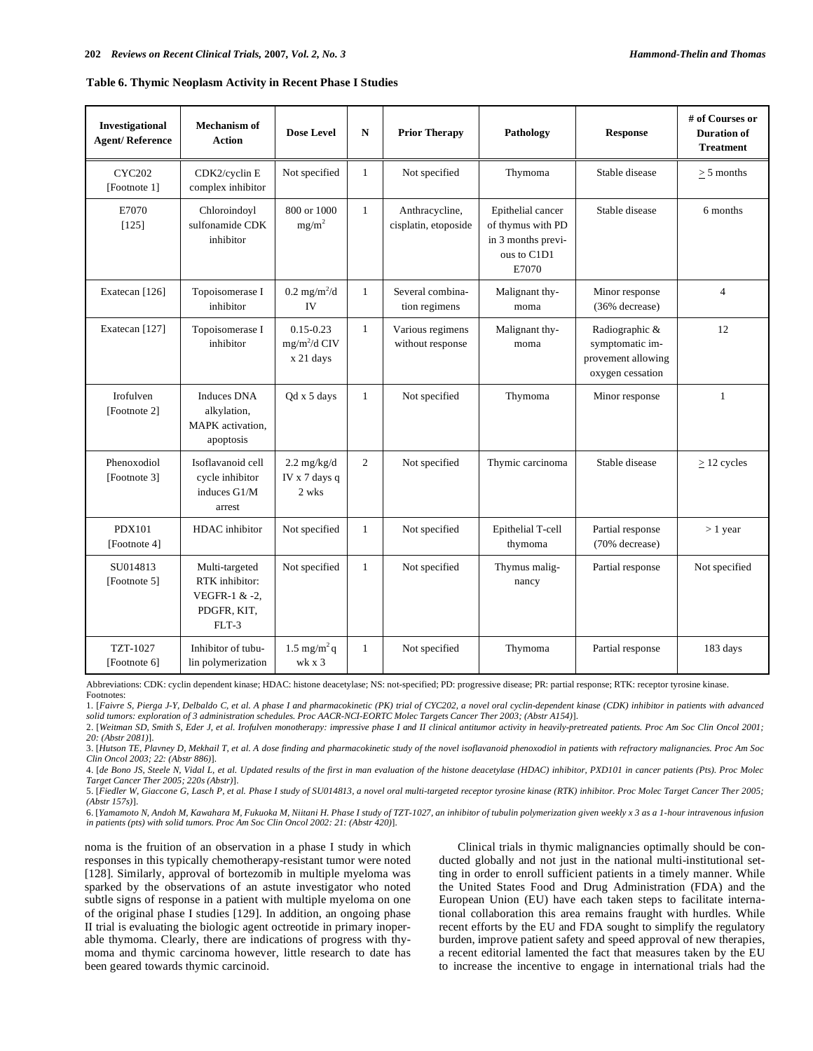**Table 6. Thymic Neoplasm Activity in Recent Phase I Studies**

| Investigational Agent/ Reference | Mechanism of Action | Dose Level | N | Prior Therapy | Pathology | Response | # of Courses or Duration of Treatment |
|---|---|---|---|---|---|---|---|
| CYC202 [Footnote 1] | CDK2/cyclin E complex inhibitor | Not specified | 1 | Not specified | Thymoma | Stable disease | $\geq$ 5 months |
| E7070 [125] | Chloroindoyl sulfonamide CDK inhibitor | 800 or 1000 $mg/m^2$ | 1 | Anthracycline, cisplatin, etoposide | Epithelial cancer of thymus with PD in 3 months previous to C1D1 E7070 | Stable disease | 6 months |
| Exatecan [126] | Topoisomerase I inhibitor | 0.2 $mg/m^2/d$ IV | 1 | Several combination regimens | Malignant thymoma | Minor response (36% decrease) | 4 |
| Exatecan [127] | Topoisomerase I inhibitor | 0.15-0.23 $mg/m^2/d$ CIV x 21 days | 1 | Various regimens without response | Malignant thymoma | Radiographic & symptomatic improvement allowing oxygen cessation | 12 |
| Irofulven [Footnote 2] | Induces DNA alkylation, MAPK activation, apoptosis | Qd x 5 days | 1 | Not specified | Thymoma | Minor response | 1 |
| Phenoxodiol [Footnote 3] | Isoflavanoid cell cycle inhibitor induces G1/M arrest | 2.2 mg/kg/d IV x 7 days q 2 wks | 2 | Not specified | Thymic carcinoma | Stable disease | $\geq$ 12 cycles |
| PDX101 [Footnote 4] | HDAC inhibitor | Not specified | 1 | Not specified | Epithelial T-cell thymoma | Partial response (70% decrease) | > 1 year |
| SU014813 [Footnote 5] | Multi-targeted RTK inhibitor: VEGFR-1 & -2, PDGFR, KIT, FLT-3 | Not specified | 1 | Not specified | Thymus malignancy | Partial response | Not specified |
| TZT-1027 [Footnote 6] | Inhibitor of tubulin polymerization | 1.5 $mg/m^2$ q wk x 3 | 1 | Not specified | Thymoma | Partial response | 183 days |

Abbreviations: CDK: cyclin dependent kinase; HDAC: histone deacetylase; NS: not-specified; PD: progressive disease; PR: partial response; RTK: receptor tyrosine kinase.

Footnotes:

1. [*Faivre S, Pierga J-Y, Delbaldo C, et al. A phase I and pharmacokinetic (PK) trial of CYC202, a novel oral cyclin-dependent kinase (CDK) inhibitor in patients with advanced solid tumors: exploration of 3 administration schedules. Proc AACR-NCI-EORTC Molec Targets Cancer Ther 2003; (Abstr A154)*].
2. [*Weitman SD, Smith S, Eder J, et al. Irofulven monotherapy: impressive phase I and II clinical antitumor activity in heavily-pretreated patients. Proc Am Soc Clin Oncol 2001; 20: (Abstr 2081)*].
3. [*Hutson TE, Plavney D, Mekhail T, et al. A dose finding and pharmacokinetic study of the novel isoflavanoid phenoxodiol in patients with refractory malignancies. Proc Am Soc Clin Oncol 2003; 22: (Abstr 886)*].
4. [*de Bono JS, Steele N, Vidal L, et al. Updated results of the first in man evaluation of the histone deacetylase (HDAC) inhibitor, PXD101 in cancer patients (Pts). Proc Molec Target Cancer Ther 2005; 220s (Abstr)*].
5. [*Fiedler W, Giaccone G, Lasch P, et al. Phase I study of SU014813, a novel oral multi-targeted receptor tyrosine kinase (RTK) inhibitor. Proc Molec Target Cancer Ther 2005; (Abstr 157s)*].
6. [*Yamamoto N, Andoh M, Kawahara M, Fukuoka M, Niitani H. Phase I study of TZT-1027, an inhibitor of tubulin polymerization given weekly x 3 as a 1-hour intravenous infusion in patients (pts) with solid tumors. Proc Am Soc Clin Oncol 2002: 21: (Abstr 420)*].

noma is the fruition of an observation in a phase I study in which responses in this typically chemotherapy-resistant tumor were noted [128]. Similarly, approval of bortezomib in multiple myeloma was sparked by the observations of an astute investigator who noted subtle signs of response in a patient with multiple myeloma on one of the original phase I studies [129]. In addition, an ongoing phase II trial is evaluating the biologic agent octreotide in primary inoperable thymoma. Clearly, there are indications of progress with thymoma and thymic carcinoma however, little research to date has been geared towards thymic carcinoid.

Clinical trials in thymic malignancies optimally should be conducted globally and not just in the national multi-institutional setting in order to enroll sufficient patients in a timely manner. While the United States Food and Drug Administration (FDA) and the European Union (EU) have each taken steps to facilitate international collaboration this area remains fraught with hurdles. While recent efforts by the EU and FDA sought to simplify the regulatory burden, improve patient safety and speed approval of new therapies, a recent editorial lamented the fact that measures taken by the EU to increase the incentive to engage in international trials had the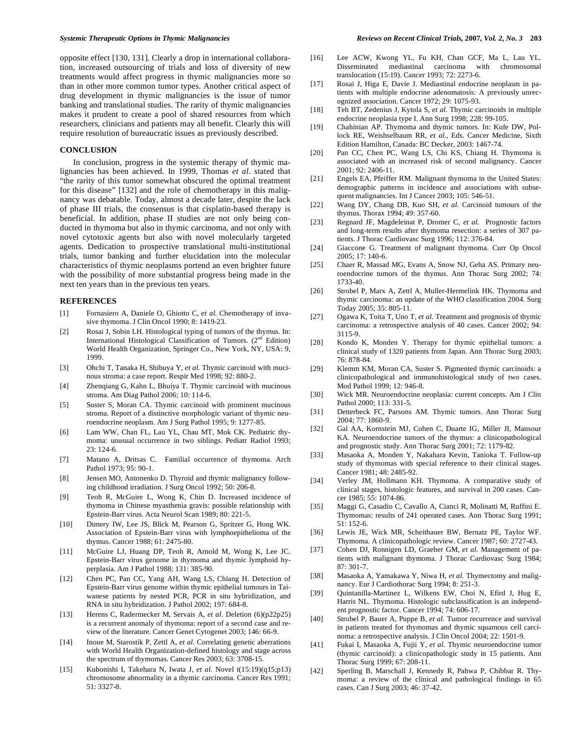opposite effect [130, 131]. Clearly a drop in international collaboration, increased outsourcing of trials and loss of diversity of new treatments would affect progress in thymic malignancies more so than in other more common tumor types. Another critical aspect of drug development in thymic malignancies is the issue of tumor banking and translational studies. The rarity of thymic malignancies makes it prudent to create a pool of shared resources from which researchers, clinicians and patients may all benefit. Clearly this will require resolution of bureaucratic issues as previously described.

## CONCLUSION

In conclusion, progress in the systemic therapy of thymic malignancies has been achieved. In 1999, Thomas *et al.* stated that "the rarity of this tumor somewhat obscured the optimal treatment for this disease" [132] and the role of chemotherapy in this malignancy was debatable. Today, almost a decade later, despite the lack of phase III trials, the consensus is that cisplatin-based therapy is beneficial. In addition, phase II studies are not only being conducted in thymoma but also in thymic carcinoma, and not only with novel cytotoxic agents but also with novel molecularly targeted agents. Dedication to prospective translational multi-institutional trials, tumor banking and further elucidation into the molecular characteristics of thymic neoplasms portend an even brighter future with the possibility of more substantial progress being made in the next ten years than in the previous ten years.

## REFERENCES

[1] Fornasiero A, Daniele O, Ghiotto C, *et al.* Chemotherapy of invasive thymoma. J Clin Oncol 1990; 8: 1419-23.

[2] Rosai J, Sobin LH. Histological typing of tumors of the thymus. In: International Histological Classification of Tumors. (2nd Edition) World Health Organization, Springer Co., New York, NY, USA: 9, 1999.

[3] Ohchi T, Tanaka H, Shibuya Y, *et al.* Thymic carcinoid with mucinous stroma: a case report. Respir Med 1998; 92: 880-2.

[4] Zhenqiang G, Kahn L, Bhuiya T. Thymic carcinoid with mucinous stroma. Am Diag Pathol 2006; 10: 114-6.

[5] Suster S, Moran CA. Thymic carcinoid with prominent mucinous stroma. Report of a distinctive morphologic variant of thymic neuroendocrine neoplasm. Am J Surg Pathol 1995; 9: 1277-85.

[6] Lam WW, Chan FL, Lau YL, Chau MT, Mok CK. Pediatric thymoma: unusual occurrence in two siblings. Pediatr Radiol 1993; 23: 124-6.

[7] Matano A, Dritsas C. Familial occurrence of thymoma. Arch Pathol 1973; 95: 90-1.

[8] Jensen MO, Antonenko D. Thyroid and thymic malignancy following childhood irradiation. J Surg Oncol 1992; 50: 206-8.

[9] Teoh R, McGuire L, Wong K, Chin D. Increased incidence of thymoma in Chinese myasthenia gravis: possible relationship with Epstein-Barr virus. Acta Neurol Scan 1989; 80: 221-5.

[10] Dimery IW, Lee JS, Blick M, Pearson G, Spritzer G, Hong WK. Association of Epstein-Barr virus with lymphoepithelioma of the thymus. Cancer 1988; 61: 2475-80.

[11] McGuire LJ, Huang DP, Teoh R, Arnold M, Wong K, Lee JC. Epstein-Barr virus genome in thymoma and thymic lymphoid hyperplasia. Am J Pathol 1988; 131: 385-90.

[12] Chen PC, Pan CC, Yang AH, Wang LS, Chiang H. Detection of Epstein-Barr virus genome within thymic epithelial tumours in Taiwanese patients by nested PCR, PCR in situ hybridization, and RNA in situ hybridization. J Pathol 2002; 197: 684-8.

[13] Herens C, Radermecker M, Servais A, *et al.* Deletion (6)(p22p25) is a recurrent anomaly of thymoma: report of a second case and review of the literature. Cancer Genet Cytogenet 2003; 146: 66-9.

[14] Inoue M, Starostik P, Zettl A, *et al.* Correlating genetic aberrations with World Health Organization-defined histology and stage across the spectrum of thymomas. Cancer Res 2003; 63: 3708-15.

[15] Kubonishi I, Takehara N, Iwata J, *et al.* Novel t(15:19)(q15;p13) chromosome abnormality in a thymic carcinoma. Cancer Res 1991; 51: 3327-8.

[16] Lee ACW, Kwong YL, Fu KH, Chan GCF, Ma L, Lau YL. Disseminated mediastinal carcinoma with chromosomal translocation (15:19). Cancer 1993; 72: 2273-6.

[17] Rosai J, Higa E, Davie J. Mediastinal endocrine neoplasm in patients with multiple endocrine adenomatosis: A previously unrecognized association. Cancer 1972; 29: 1075-93.

[18] Teh BT, Zedenius J, Kytola S, *et al.* Thymic carcinoids in multiple endocrine neoplasia type I. Ann Surg 1998; 228: 99-105.

[19] Chahinian AP. Thymoma and thymic tumors. In: Kufe DW, Pollock RE, Weishselbaum RR, *et al.*, Eds. Cancer Medicine, Sixth Edition Hamilton, Canada: BC Decker, 2003: 1467-74.

[20] Pan CC, Chen PC, Wang LS, Chi KS, Chiang H. Thymoma is associated with an increased risk of second malignancy. Cancer 2001; 92: 2406-11.

[21] Engels EA, Pfeiffer RM. Malignant thymoma in the United States: demographic patterns in incidence and associations with subsequent malignancies. Int J Cancer 2003; 105: 546-51.

[22] Wang DY, Chang DB, Kuo SH, *et al.* Carcinoid tumours of the thymus. Thorax 1994; 49: 357-60.

[23] Regnard JF, Magdeleinat P, Dromer C, *et al.* Prognostic factors and long-term results after thymoma resection: a series of 307 patients. J Thorac Cardiovasc Surg 1996; 112: 376-84.

[24] Giaccone G. Treatment of malignant thymoma. Curr Op Oncol 2005; 17: 140-6.

[25] Chaer R, Massad MG, Evans A, Snow NJ, Geha AS. Primary neuroendocrine tumors of the thymus. Ann Thorac Surg 2002; 74: 1733-40.

[26] Strobel P, Marx A, Zettl A, Muller-Hermelink HK. Thymoma and thymic carcinoma: an update of the WHO classification 2004. Surg Today 2005; 35: 805-11.

[27] Ogawa K, Toita T, Uno T, *et al.* Treatment and prognosis of thymic carcinoma: a retrospective analysis of 40 cases. Cancer 2002; 94: 3115-9.

[28] Kondo K, Monden Y. Therapy for thymic epithelial tumors: a clinical study of 1320 patients from Japan. Ann Thorac Surg 2003; 76: 878-84.

[29] Klemm KM, Moran CA, Suster S. Pigmented thymic carcinoids: a clinicopathological and immunohistological study of two cases. Mod Pathol 1999; 12: 946-8.

[30] Wick MR. Neuroendocrine neoplasia: current concepts. Am J Clin Pathol 2000; 113: 331-5.

[31] Detterbeck FC, Parsons AM. Thymic tumors. Ann Thorac Surg 2004; 77: 1860-9.

[32] Gal AA, Kornstein MJ, Cohen C, Duarte IG, Miller JI, Mansour KA. Neuroendocrine tumors of the thymus: a clinicopathological and prognostic study. Ann Thorac Surg 2001; 72: 1179-82.

[33] Masaoka A, Monden Y, Nakahara Kevin, Tanioka T. Follow-up study of thymomas with special reference to their clinical stages. Cancer 1981; 48: 2485-92.

[34] Verley JM, Hollmann KH. Thymoma. A comparative study of clinical stages, histologic features, and survival in 200 cases. Cancer 1985; 55: 1074-86.

[35] Maggi G, Casadio C, Cavallo A, Cianci R, Molinatti M, Ruffini E. Thymomas: results of 241 operated cases. Ann Thorac Surg 1991; 51: 152-6.

[36] Lewis JE, Wick MR, Scheithauer BW, Bernatz PE, Taylor WF. Thymoma. A clinicopathologic review. Cancer 1987; 60: 2727-43.

[37] Cohen DJ, Ronnigen LD, Graeber GM, *et al.* Management of patients with malignant thymoma. J Thorac Cardiovasc Surg 1984; 87: 301-7.

[38] Masaoka A, Yamakawa Y, Niwa H, *et al.* Thymectomy and malignancy. Eur J Cardiothorac Surg 1994; 8: 251-3.

[39] Quintanilla-Martinez L, Wilkens EW, Choi N, Efird J, Hug E, Harris NL. Thymoma. Histologic subclassification is an independent prognostic factor. Cancer 1994; 74: 606-17.

[40] Strobel P, Bauer A, Puppe B, *et al.* Tumor recurrence and survival in patients treated for thymomas and thymic squamous cell carcinoma: a retrospective analysis. J Clin Oncol 2004; 22: 1501-9.

[41] Fukai I, Masaoka A, Fujii Y, *et al.* Thymic neuroendocrine tumor (thymic carcinoid): a clinicopathologic study in 15 patients. Ann Thorac Surg 1999; 67: 208-11.

[42] Sperling B, Marschall J, Kennedy R, Pahwa P, Chibbar R. Thymoma: a review of the clinical and pathological findings in 65 cases. Can J Surg 2003; 46: 37-42.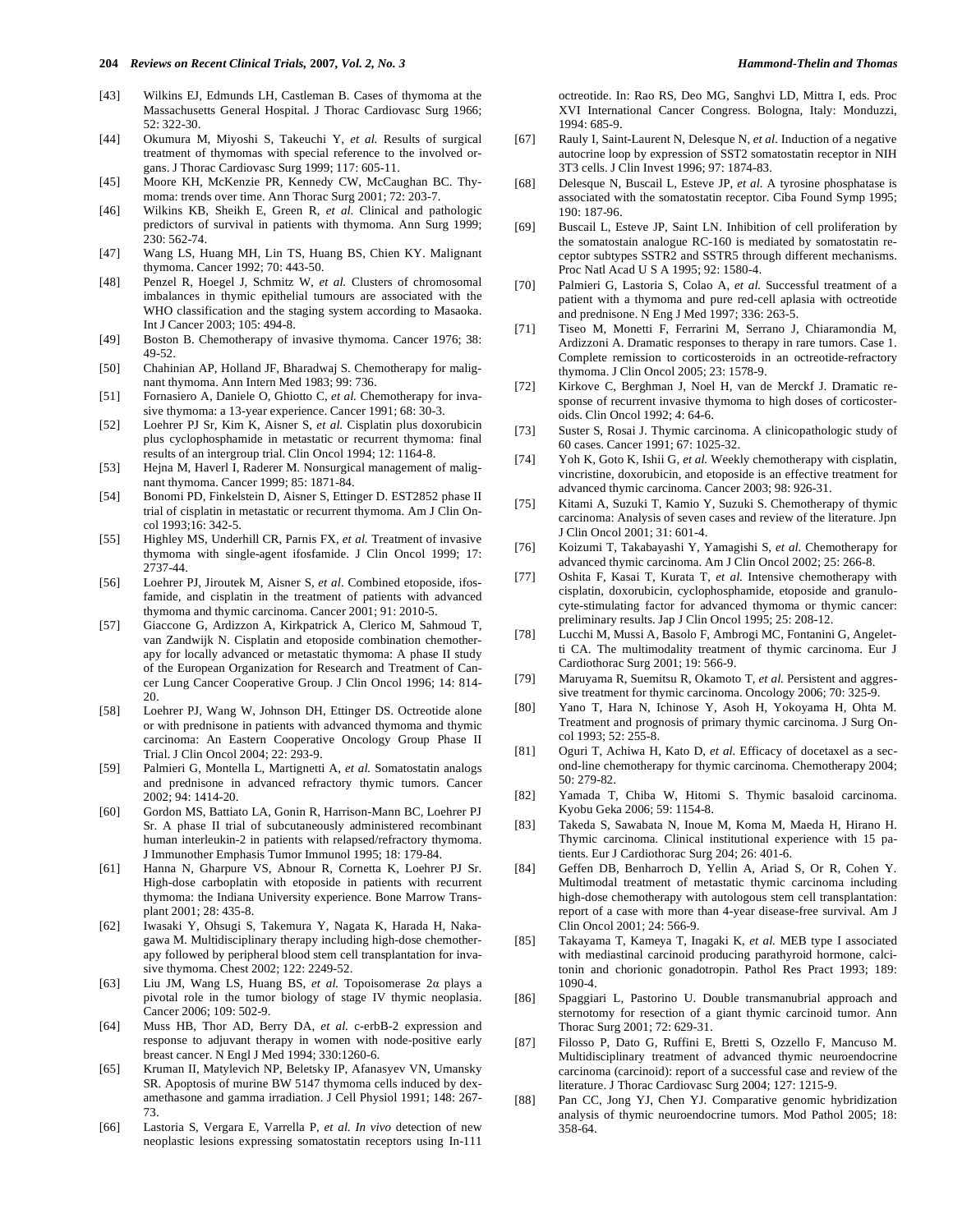[43] Wilkins EJ, Edmunds LH, Castleman B. Cases of thymoma at the Massachusetts General Hospital. J Thorac Cardiovasc Surg 1966; 52: 322-30.

[44] Okumura M, Miyoshi S, Takeuchi Y, *et al.* Results of surgical treatment of thymomas with special reference to the involved organs. J Thorac Cardiovasc Surg 1999; 117: 605-11.

[45] Moore KH, McKenzie PR, Kennedy CW, McCaughan BC. Thymoma: trends over time. Ann Thorac Surg 2001; 72: 203-7.

[46] Wilkins KB, Sheikh E, Green R, *et al.* Clinical and pathologic predictors of survival in patients with thymoma. Ann Surg 1999; 230: 562-74.

[47] Wang LS, Huang MH, Lin TS, Huang BS, Chien KY. Malignant thymoma. Cancer 1992; 70: 443-50.

[48] Penzel R, Hoegel J, Schmitz W, *et al.* Clusters of chromosomal imbalances in thymic epithelial tumours are associated with the WHO classification and the staging system according to Masaoka. Int J Cancer 2003; 105: 494-8.

[49] Boston B. Chemotherapy of invasive thymoma. Cancer 1976; 38: 49-52.

[50] Chahinian AP, Holland JF, Bharadwaj S. Chemotherapy for malignant thymoma. Ann Intern Med 1983; 99: 736.

[51] Fornasiero A, Daniele O, Ghiotto C, *et al.* Chemotherapy for invasive thymoma: a 13-year experience. Cancer 1991; 68: 30-3.

[52] Loehrer PJ Sr, Kim K, Aisner S, *et al.* Cisplatin plus doxorubicin plus cyclophosphamide in metastatic or recurrent thymoma: final results of an intergroup trial. Clin Oncol 1994; 12: 1164-8.

[53] Hejna M, Haverl I, Raderer M. Nonsurgical management of malignant thymoma. Cancer 1999; 85: 1871-84.

[54] Bonomi PD, Finkelstein D, Aisner S, Ettinger D. EST2852 phase II trial of cisplatin in metastatic or recurrent thymoma. Am J Clin Oncol 1993;16: 342-5.

[55] Highley MS, Underhill CR, Parnis FX, *et al.* Treatment of invasive thymoma with single-agent ifosfamide. J Clin Oncol 1999; 17: 2737-44.

[56] Loehrer PJ, Jiroutek M, Aisner S, *et al*. Combined etoposide, ifosfamide, and cisplatin in the treatment of patients with advanced thymoma and thymic carcinoma. Cancer 2001; 91: 2010-5.

[57] Giaccone G, Ardizzon A, Kirkpatrick A, Clerico M, Sahmoud T, van Zandwijk N. Cisplatin and etoposide combination chemotherapy for locally advanced or metastatic thymoma: A phase II study of the European Organization for Research and Treatment of Cancer Lung Cancer Cooperative Group. J Clin Oncol 1996; 14: 814-20.

[58] Loehrer PJ, Wang W, Johnson DH, Ettinger DS. Octreotide alone or with prednisone in patients with advanced thymoma and thymic carcinoma: An Eastern Cooperative Oncology Group Phase II Trial. J Clin Oncol 2004; 22: 293-9.

[59] Palmieri G, Montella L, Martignetti A, *et al.* Somatostatin analogs and prednisone in advanced refractory thymic tumors. Cancer 2002; 94: 1414-20.

[60] Gordon MS, Battiato LA, Gonin R, Harrison-Mann BC, Loehrer PJ Sr. A phase II trial of subcutaneously administered recombinant human interleukin-2 in patients with relapsed/refractory thymoma. J Immunother Emphasis Tumor Immunol 1995; 18: 179-84.

[61] Hanna N, Gharpure VS, Abnour R, Cornetta K, Loehrer PJ Sr. High-dose carboplatin with etoposide in patients with recurrent thymoma: the Indiana University experience. Bone Marrow Transplant 2001; 28: 435-8.

[62] Iwasaki Y, Ohsugi S, Takemura Y, Nagata K, Harada H, Nakagawa M. Multidisciplinary therapy including high-dose chemotherapy followed by peripheral blood stem cell transplantation for invasive thymoma. Chest 2002; 122: 2249-52.

[63] Liu JM, Wang LS, Huang BS, *et al.* Topoisomerase 2α plays a pivotal role in the tumor biology of stage IV thymic neoplasia. Cancer 2006; 109: 502-9.

[64] Muss HB, Thor AD, Berry DA, *et al.* c-erbB-2 expression and response to adjuvant therapy in women with node-positive early breast cancer. N Engl J Med 1994; 330:1260-6.

[65] Kruman II, Matylevich NP, Beletsky IP, Afanasyev VN, Umansky SR. Apoptosis of murine BW 5147 thymoma cells induced by dexamethasone and gamma irradiation. J Cell Physiol 1991; 148: 267-73.

[66] Lastoria S, Vergara E, Varrella P, *et al. In vivo* detection of new neoplastic lesions expressing somatostatin receptors using In-111 octreotide. In: Rao RS, Deo MG, Sanghvi LD, Mittra I, eds. Proc XVI International Cancer Congress. Bologna, Italy: Monduzzi, 1994: 685-9.

[67] Rauly I, Saint-Laurent N, Delesque N, *et al.* Induction of a negative autocrine loop by expression of SST2 somatostatin receptor in NIH 3T3 cells. J Clin Invest 1996; 97: 1874-83.

[68] Delesque N, Buscail L, Esteve JP, *et al.* A tyrosine phosphatase is associated with the somatostatin receptor. Ciba Found Symp 1995; 190: 187-96.

[69] Buscail L, Esteve JP, Saint LN. Inhibition of cell proliferation by the somatostain analogue RC-160 is mediated by somatostatin receptor subtypes SSTR2 and SSTR5 through different mechanisms. Proc Natl Acad U S A 1995; 92: 1580-4.

[70] Palmieri G, Lastoria S, Colao A, *et al.* Successful treatment of a patient with a thymoma and pure red-cell aplasia with octreotide and prednisone. N Eng J Med 1997; 336: 263-5.

[71] Tiseo M, Monetti F, Ferrarini M, Serrano J, Chiaramondia M, Ardizzoni A. Dramatic responses to therapy in rare tumors. Case 1. Complete remission to corticosteroids in an octreotide-refractory thymoma. J Clin Oncol 2005; 23: 1578-9.

[72] Kirkove C, Berghman J, Noel H, van de Merckf J. Dramatic response of recurrent invasive thymoma to high doses of corticosteroids. Clin Oncol 1992; 4: 64-6.

[73] Suster S, Rosai J. Thymic carcinoma. A clinicopathologic study of 60 cases. Cancer 1991; 67: 1025-32.

[74] Yoh K, Goto K, Ishii G, *et al.* Weekly chemotherapy with cisplatin, vincristine, doxorubicin, and etoposide is an effective treatment for advanced thymic carcinoma. Cancer 2003; 98: 926-31.

[75] Kitami A, Suzuki T, Kamio Y, Suzuki S. Chemotherapy of thymic carcinoma: Analysis of seven cases and review of the literature. Jpn J Clin Oncol 2001; 31: 601-4.

[76] Koizumi T, Takabayashi Y, Yamagishi S, *et al.* Chemotherapy for advanced thymic carcinoma. Am J Clin Oncol 2002; 25: 266-8.

[77] Oshita F, Kasai T, Kurata T, *et al.* Intensive chemotherapy with cisplatin, doxorubicin, cyclophosphamide, etoposide and granulocyte-stimulating factor for advanced thymoma or thymic cancer: preliminary results. Jap J Clin Oncol 1995; 25: 208-12.

[78] Lucchi M, Mussi A, Basolo F, Ambrogi MC, Fontanini G, Angeletti CA. The multimodality treatment of thymic carcinoma. Eur J Cardiothorac Surg 2001; 19: 566-9.

[79] Maruyama R, Suemitsu R, Okamoto T, *et al.* Persistent and aggressive treatment for thymic carcinoma. Oncology 2006; 70: 325-9.

[80] Yano T, Hara N, Ichinose Y, Asoh H, Yokoyama H, Ohta M. Treatment and prognosis of primary thymic carcinoma. J Surg Oncol 1993; 52: 255-8.

[81] Oguri T, Achiwa H, Kato D, *et al.* Efficacy of docetaxel as a second-line chemotherapy for thymic carcinoma. Chemotherapy 2004; 50: 279-82.

[82] Yamada T, Chiba W, Hitomi S. Thymic basaloid carcinoma. Kyobu Geka 2006; 59: 1154-8.

[83] Takeda S, Sawabata N, Inoue M, Koma M, Maeda H, Hirano H. Thymic carcinoma. Clinical institutional experience with 15 patients. Eur J Cardiothorac Surg 204; 26: 401-6.

[84] Geffen DB, Benharroch D, Yellin A, Ariad S, Or R, Cohen Y. Multimodal treatment of metastatic thymic carcinoma including high-dose chemotherapy with autologous stem cell transplantation: report of a case with more than 4-year disease-free survival. Am J Clin Oncol 2001; 24: 566-9.

[85] Takayama T, Kameya T, Inagaki K, *et al.* MEB type I associated with mediastinal carcinoid producing parathyroid hormone, calcitonin and chorionic gonadotropin. Pathol Res Pract 1993; 189: 1090-4.

[86] Spaggiari L, Pastorino U. Double transmanubrial approach and sternotomy for resection of a giant thymic carcinoid tumor. Ann Thorac Surg 2001; 72: 629-31.

[87] Filosso P, Dato G, Ruffini E, Bretti S, Ozzello F, Mancuso M. Multidisciplinary treatment of advanced thymic neuroendocrine carcinoma (carcinoid): report of a successful case and review of the literature. J Thorac Cardiovasc Surg 2004; 127: 1215-9.

[88] Pan CC, Jong YJ, Chen YJ. Comparative genomic hybridization analysis of thymic neuroendocrine tumors. Mod Pathol 2005; 18: 358-64.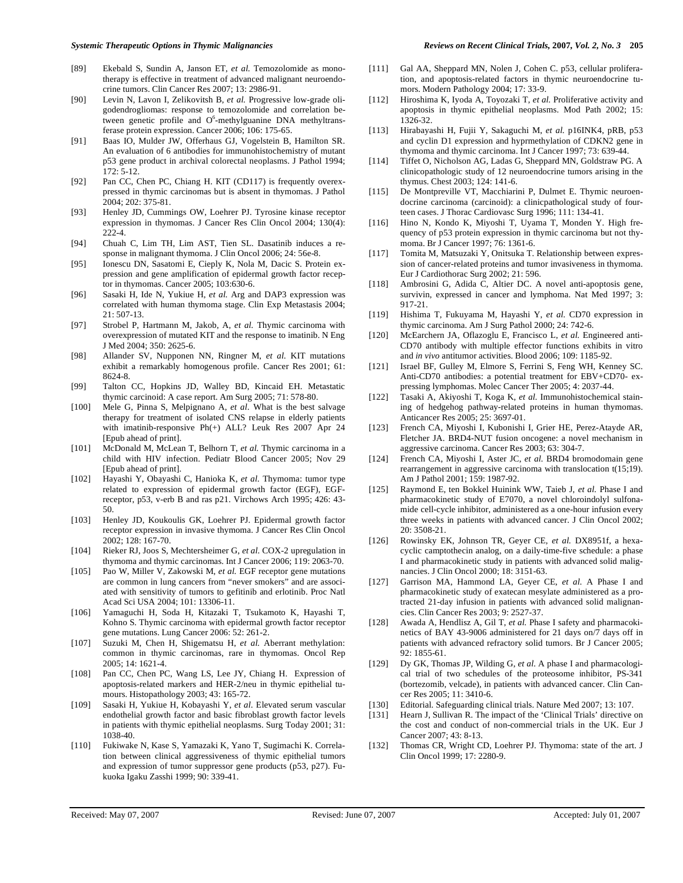[89] Ekebald S, Sundin A, Janson ET, *et al.* Temozolomide as monotherapy is effective in treatment of advanced malignant neuroendocrine tumors. Clin Cancer Res 2007; 13: 2986-91.

[90] Levin N, Lavon I, Zelikovitsh B, *et al.* Progressive low-grade oligodendrogliomas: response to temozolomide and correlation between genetic profile and $O^6$-methylguanine DNA methyltransferase protein expression. Cancer 2006; 106: 175-65.

[91] Baas IO, Mulder JW, Offerhaus GJ, Vogelstein B, Hamilton SR. An evaluation of 6 antibodies for immunohistochemistry of mutant p53 gene product in archival colorectal neoplasms. J Pathol 1994; 172: 5-12.

[92] Pan CC, Chen PC, Chiang H. KIT (CD117) is frequently overexpressed in thymic carcinomas but is absent in thymomas. J Pathol 2004; 202: 375-81.

[93] Henley JD, Cummings OW, Loehrer PJ. Tyrosine kinase receptor expression in thymomas. J Cancer Res Clin Oncol 2004; 130(4): 222-4.

[94] Chuah C, Lim TH, Lim AST, Tien SL. Dasatinib induces a response in malignant thymoma. J Clin Oncol 2006; 24: 56e-8.

[95] Ionescu DN, Sasatomi E, Cieply K, Nola M, Dacic S. Protein expression and gene amplification of epidermal growth factor receptor in thymomas. Cancer 2005; 103:630-6.

[96] Sasaki H, Ide N, Yukiue H, *et al.* Arg and DAP3 expression was correlated with human thymoma stage. Clin Exp Metastasis 2004; 21: 507-13.

[97] Strobel P, Hartmann M, Jakob, A, *et al.* Thymic carcinoma with overexpression of mutated KIT and the response to imatinib. N Eng J Med 2004; 350: 2625-6.

[98] Allander SV, Nupponen NN, Ringner M, *et al.* KIT mutations exhibit a remarkably homogenous profile. Cancer Res 2001; 61: 8624-8.

[99] Talton CC, Hopkins JD, Walley BD, Kincaid EH. Metastatic thymic carcinoid: A case report. Am Surg 2005; 71: 578-80.

[100] Mele G, Pinna S, Melpignano A, *et al.* What is the best salvage therapy for treatment of isolated CNS relapse in elderly patients with imatinib-responsive Ph(+) ALL? Leuk Res 2007 Apr 24 [Epub ahead of print].

[101] McDonald M, McLean T, Belhorn T, *et al.* Thymic carcinoma in a child with HIV infection. Pediatr Blood Cancer 2005; Nov 29 [Epub ahead of print].

[102] Hayashi Y, Obayashi C, Hanioka K, *et al.* Thymoma: tumor type related to expression of epidermal growth factor (EGF), EGF-receptor, p53, v-erb B and ras p21. Virchows Arch 1995; 426: 43-50.

[103] Henley JD, Koukoulis GK, Loehrer PJ. Epidermal growth factor receptor expression in invasive thymoma. J Cancer Res Clin Oncol 2002; 128: 167-70.

[104] Rieker RJ, Joos S, Mechtersheimer G, *et al.* COX-2 upregulation in thymoma and thymic carcinomas. Int J Cancer 2006; 119: 2063-70.

[105] Pao W, Miller V, Zakowski M, *et al.* EGF receptor gene mutations are common in lung cancers from "never smokers" and are associated with sensitivity of tumors to gefitinib and erlotinib. Proc Natl Acad Sci USA 2004; 101: 13306-11.

[106] Yamaguchi H, Soda H, Kitazaki T, Tsukamoto K, Hayashi T, Kohno S. Thymic carcinoma with epidermal growth factor receptor gene mutations. Lung Cancer 2006: 52: 261-2.

[107] Suzuki M, Chen H, Shigematsu H, *et al.* Aberrant methylation: common in thymic carcinomas, rare in thymomas. Oncol Rep 2005; 14: 1621-4.

[108] Pan CC, Chen PC, Wang LS, Lee JY, Chiang H. Expression of apoptosis-related markers and HER-2/neu in thymic epithelial tumours. Histopathology 2003; 43: 165-72.

[109] Sasaki H, Yukiue H, Kobayashi Y, *et al.* Elevated serum vascular endothelial growth factor and basic fibroblast growth factor levels in patients with thymic epithelial neoplasms. Surg Today 2001; 31: 1038-40.

[110] Fukiwake N, Kase S, Yamazaki K, Yano T, Sugimachi K. Correlation between clinical aggressiveness of thymic epithelial tumors and expression of tumor suppressor gene products (p53, p27). Fukuoka Igaku Zasshi 1999; 90: 339-41.

[111] Gal AA, Sheppard MN, Nolen J, Cohen C. p53, cellular proliferation, and apoptosis-related factors in thymic neuroendocrine tumors. Modern Pathology 2004; 17: 33-9.

[112] Hiroshima K, Iyoda A, Toyozaki T, *et al.* Proliferative activity and apoptosis in thymic epithelial neoplasms. Mod Path 2002; 15: 1326-32.

[113] Hirabayashi H, Fujii Y, Sakaguchi M, *et al.* p16INK4, pRB, p53 and cyclin D1 expression and hyprmethylation of CDKN2 gene in thymoma and thymic carcinoma. Int J Cancer 1997; 73: 639-44.

[114] Tiffet O, Nicholson AG, Ladas G, Sheppard MN, Goldstraw PG. A clinicopathologic study of 12 neuroendocrine tumors arising in the thymus. Chest 2003; 124: 141-6.

[115] De Montpreville VT, Macchiarini P, Dulmet E. Thymic neuroendocrine carcinoma (carcinoid): a clinicpathological study of fourteen cases. J Thorac Cardiovasc Surg 1996; 111: 134-41.

[116] Hino N, Kondo K, Miyoshi T, Uyama T, Monden Y. High frequency of p53 protein expression in thymic carcinoma but not thymoma. Br J Cancer 1997; 76: 1361-6.

[117] Tomita M, Matsuzaki Y, Onitsuka T. Relationship between expression of cancer-related proteins and tumor invasiveness in thymoma. Eur J Cardiothorac Surg 2002; 21: 596.

[118] Ambrosini G, Adida C, Altier DC. A novel anti-apoptosis gene, survivin, expressed in cancer and lymphoma. Nat Med 1997; 3: 917-21.

[119] Hishima T, Fukuyama M, Hayashi Y, *et al.* CD70 expression in thymic carcinoma. Am J Surg Pathol 2000; 24: 742-6.

[120] McEarchern JA, Oflazoglu E, Francisco L, *et al.* Engineered anti-CD70 antibody with multiple effector functions exhibits in vitro and *in vivo* antitumor activities. Blood 2006; 109: 1185-92.

[121] Israel BF, Gulley M, Elmore S, Ferrini S, Feng WH, Kenney SC. Anti-CD70 antibodies: a potential treatment for EBV+CD70- expressing lymphomas. Molec Cancer Ther 2005; 4: 2037-44.

[122] Tasaki A, Akiyoshi T, Koga K, *et al.* Immunohistochemical staining of hedgehog pathway-related proteins in human thymomas. Anticancer Res 2005; 25: 3697-01.

[123] French CA, Miyoshi I, Kubonishi I, Grier HE, Perez-Atayde AR, Fletcher JA. BRD4-NUT fusion oncogene: a novel mechanism in aggressive carcinoma. Cancer Res 2003; 63: 304-7.

[124] French CA, Miyoshi I, Aster JC, *et al.* BRD4 bromodomain gene rearrangement in aggressive carcinoma with translocation t(15;19). Am J Pathol 2001; 159: 1987-92.

[125] Raymond E, ten Bokkel Huinink WW, Taieb J, *et al.* Phase I and pharmacokinetic study of E7070, a novel chloroindolyl sulfonamide cell-cycle inhibitor, administered as a one-hour infusion every three weeks in patients with advanced cancer. J Clin Oncol 2002; 20: 3508-21.

[126] Rowinsky EK, Johnson TR, Geyer CE, *et al.* DX8951f, a hexacyclic camptothecin analog, on a daily-time-five schedule: a phase I and pharmacokinetic study in patients with advanced solid malignancies. J Clin Oncol 2000; 18: 3151-63.

[127] Garrison MA, Hammond LA, Geyer CE, *et al.* A Phase I and pharmacokinetic study of exatecan mesylate administered as a protracted 21-day infusion in patients with advanced solid malignancies. Clin Cancer Res 2003; 9: 2527-37.

[128] Awada A, Hendlisz A, Gil T, *et al.* Phase I safety and pharmacokinetics of BAY 43-9006 administered for 21 days on/7 days off in patients with advanced refractory solid tumors. Br J Cancer 2005; 92: 1855-61.

[129] Dy GK, Thomas JP, Wilding G, *et al.* A phase I and pharmacological trial of two schedules of the proteosome inhibitor, PS-341 (bortezomib, velcade), in patients with advanced cancer. Clin Cancer Res 2005; 11: 3410-6.

[130] Editorial. Safeguarding clinical trials. Nature Med 2007; 13: 107.

[131] Hearn J, Sullivan R. The impact of the 'Clinical Trials' directive on the cost and conduct of non-commercial trials in the UK. Eur J Cancer 2007; 43: 8-13.

[132] Thomas CR, Wright CD, Loehrer PJ. Thymoma: state of the art. J Clin Oncol 1999; 17: 2280-9.

Received: May 07, 2007 Revised: June 07, 2007 Accepted: July 01, 2007